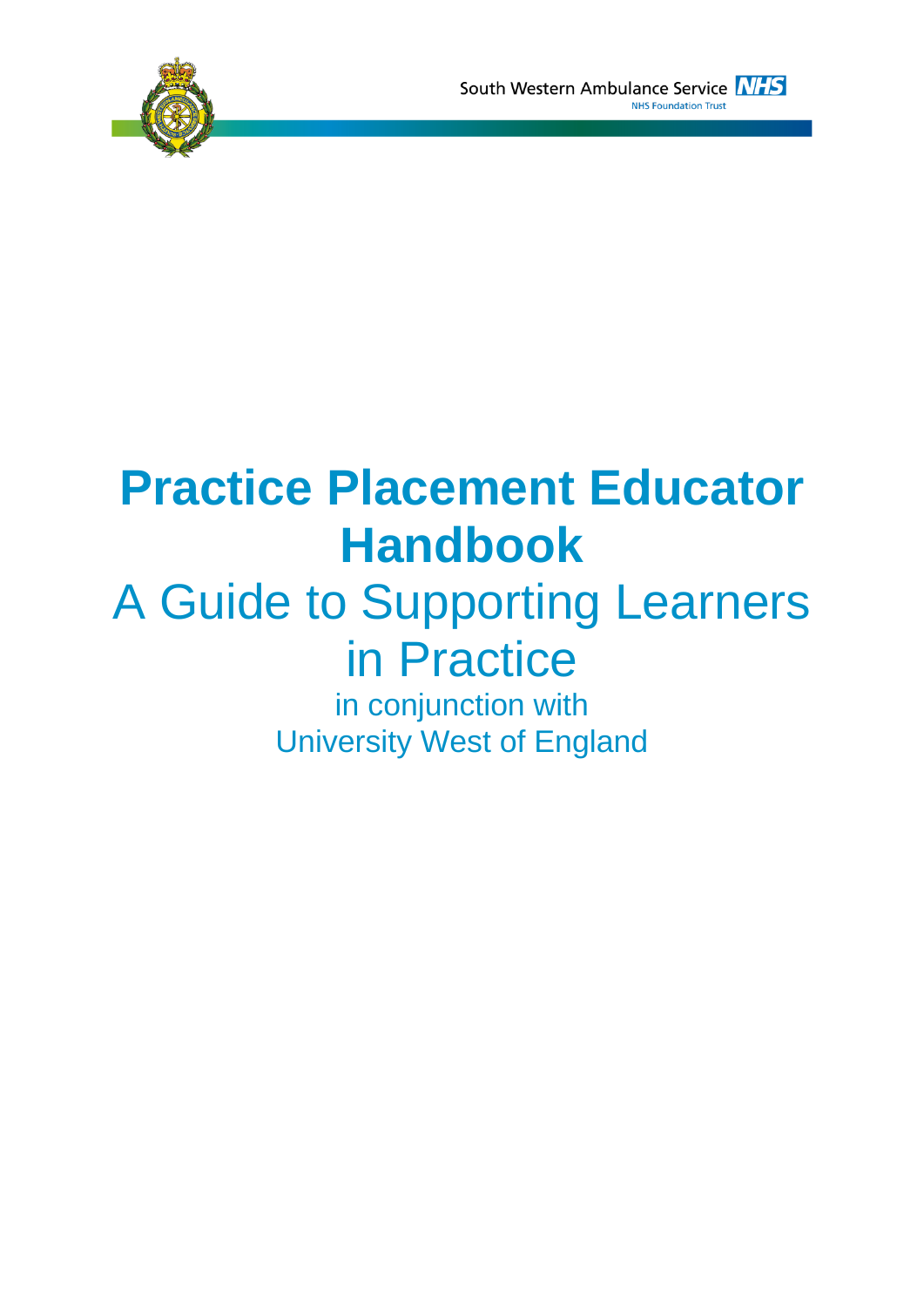South Western Ambulance Service NHS
NHS Foundation Trust

# Practice Placement Educator Handbook

## A Guide to Supporting Learners in Practice

in conjunction with
University West of England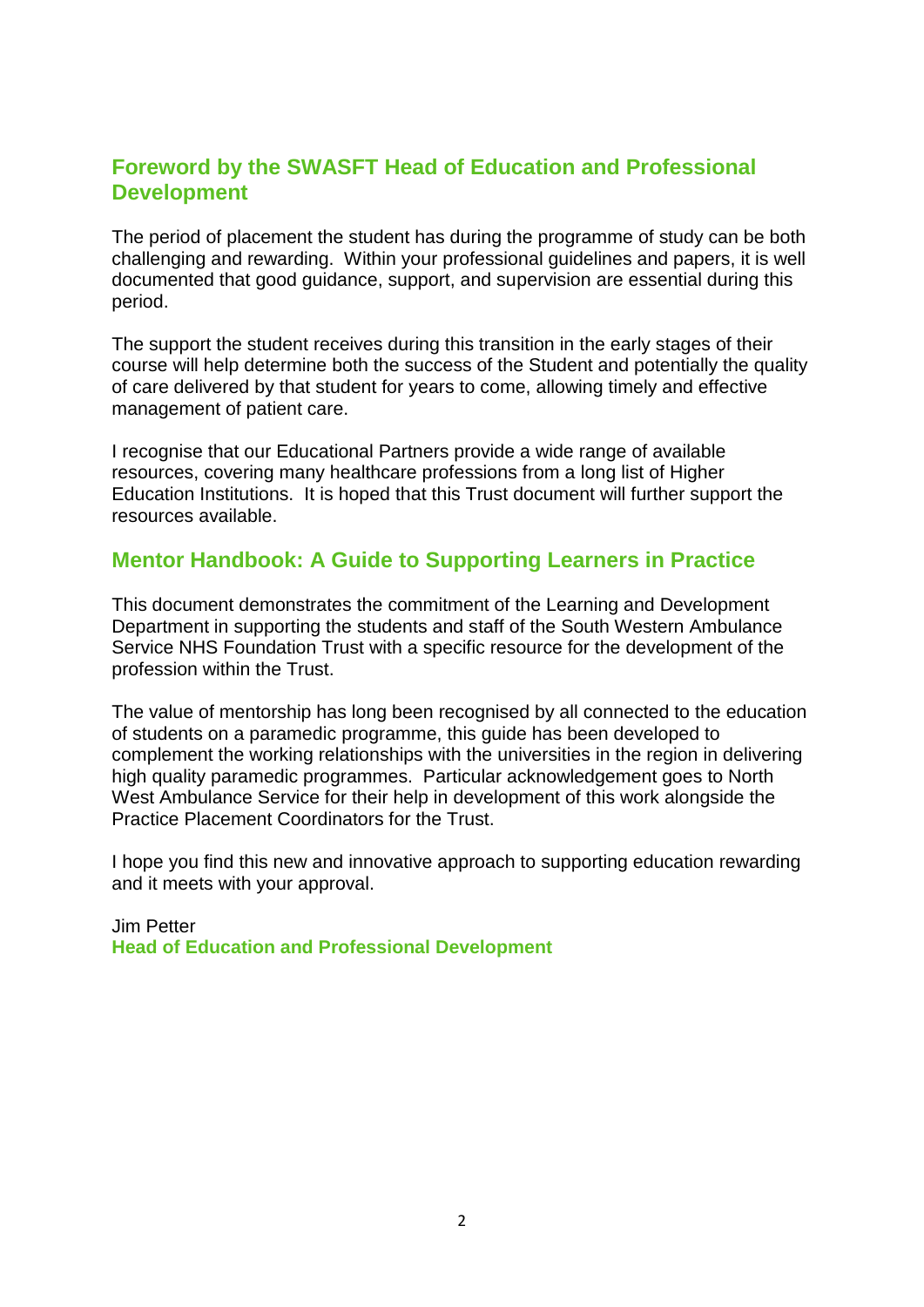## Foreword by the SWASFT Head of Education and Professional Development

The period of placement the student has during the programme of study can be both challenging and rewarding. Within your professional guidelines and papers, it is well documented that good guidance, support, and supervision are essential during this period.

The support the student receives during this transition in the early stages of their course will help determine both the success of the Student and potentially the quality of care delivered by that student for years to come, allowing timely and effective management of patient care.

I recognise that our Educational Partners provide a wide range of available resources, covering many healthcare professions from a long list of Higher Education Institutions. It is hoped that this Trust document will further support the resources available.

## Mentor Handbook: A Guide to Supporting Learners in Practice

This document demonstrates the commitment of the Learning and Development Department in supporting the students and staff of the South Western Ambulance Service NHS Foundation Trust with a specific resource for the development of the profession within the Trust.

The value of mentorship has long been recognised by all connected to the education of students on a paramedic programme, this guide has been developed to complement the working relationships with the universities in the region in delivering high quality paramedic programmes. Particular acknowledgement goes to North West Ambulance Service for their help in development of this work alongside the Practice Placement Coordinators for the Trust.

I hope you find this new and innovative approach to supporting education rewarding and it meets with your approval.

Jim Petter
**Head of Education and Professional Development**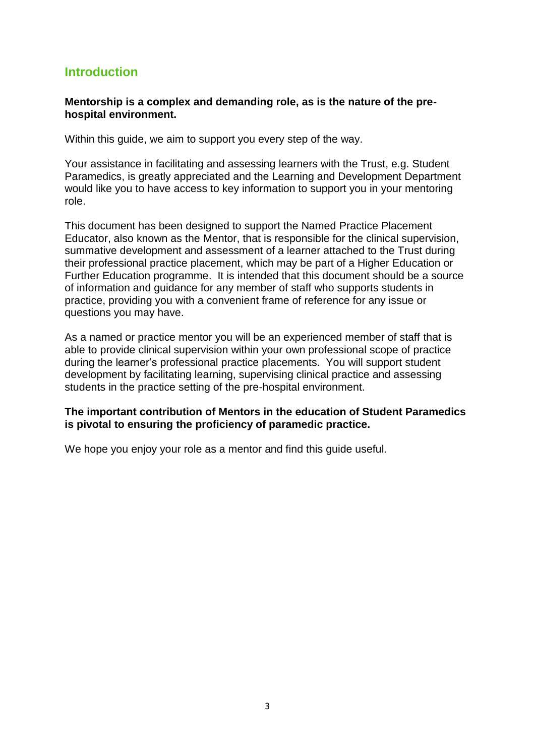## Introduction

**Mentorship is a complex and demanding role, as is the nature of the pre-hospital environment.**

Within this guide, we aim to support you every step of the way.

Your assistance in facilitating and assessing learners with the Trust, e.g. Student Paramedics, is greatly appreciated and the Learning and Development Department would like you to have access to key information to support you in your mentoring role.

This document has been designed to support the Named Practice Placement Educator, also known as the Mentor, that is responsible for the clinical supervision, summative development and assessment of a learner attached to the Trust during their professional practice placement, which may be part of a Higher Education or Further Education programme. It is intended that this document should be a source of information and guidance for any member of staff who supports students in practice, providing you with a convenient frame of reference for any issue or questions you may have.

As a named or practice mentor you will be an experienced member of staff that is able to provide clinical supervision within your own professional scope of practice during the learner's professional practice placements. You will support student development by facilitating learning, supervising clinical practice and assessing students in the practice setting of the pre-hospital environment.

**The important contribution of Mentors in the education of Student Paramedics is pivotal to ensuring the proficiency of paramedic practice.**

We hope you enjoy your role as a mentor and find this guide useful.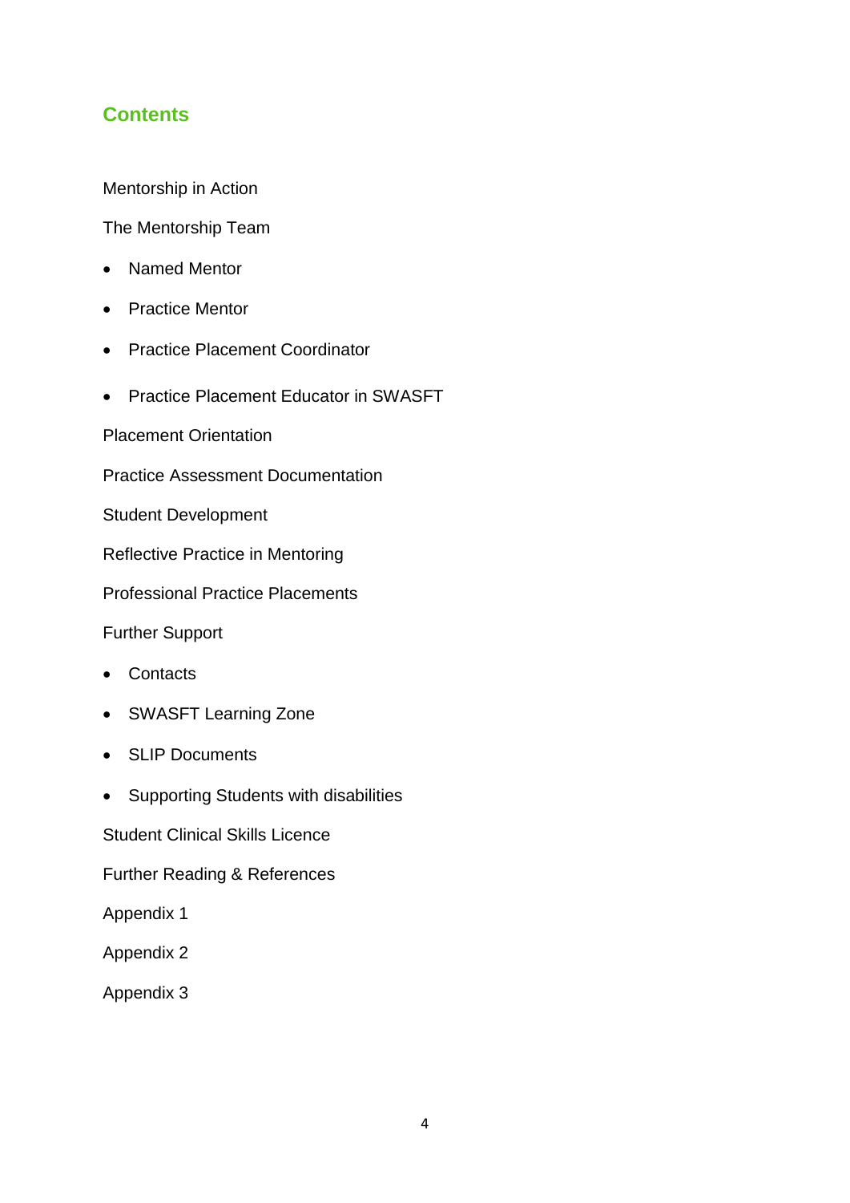## Contents

Mentorship in Action

The Mentorship Team

- Named Mentor
- Practice Mentor
- Practice Placement Coordinator
- Practice Placement Educator in SWASFT

Placement Orientation

Practice Assessment Documentation

Student Development

Reflective Practice in Mentoring

Professional Practice Placements

Further Support

- Contacts
- SWASFT Learning Zone
- SLIP Documents
- Supporting Students with disabilities

Student Clinical Skills Licence

Further Reading & References

Appendix 1

Appendix 2

Appendix 3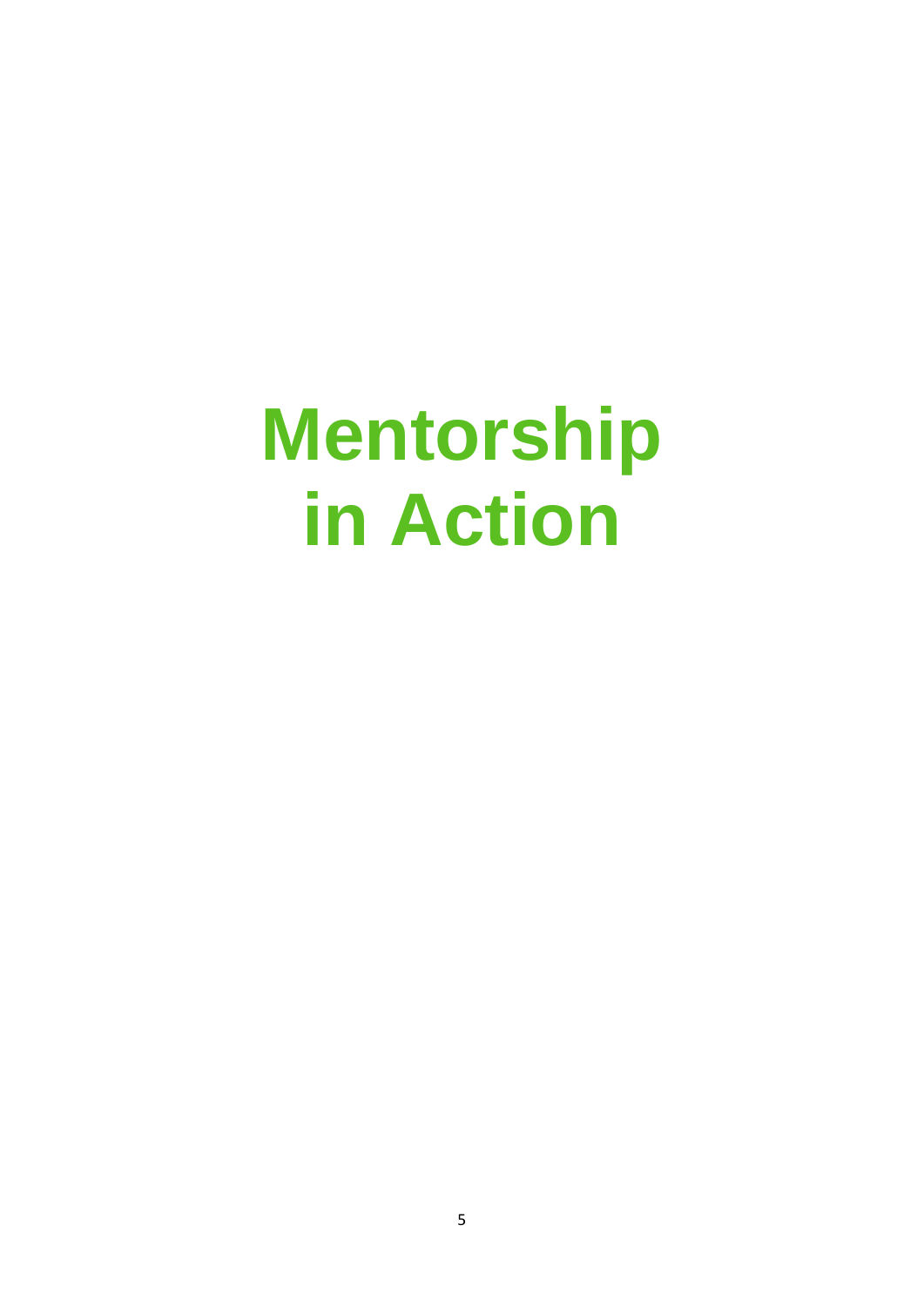# Mentorship in Action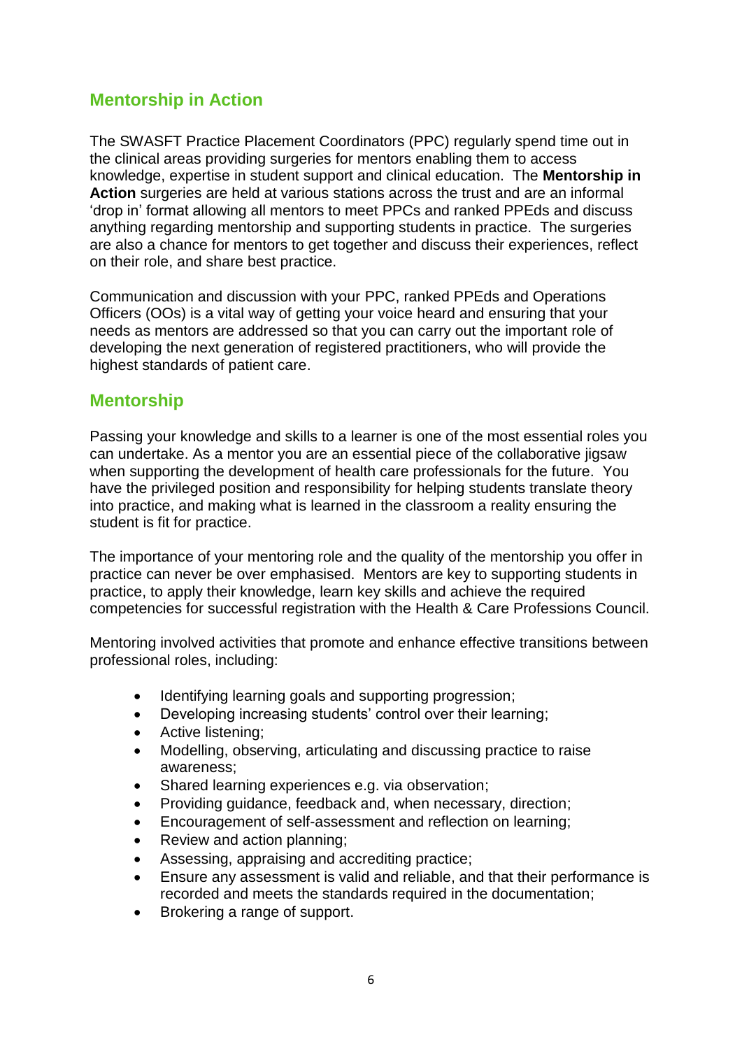## Mentorship in Action

The SWASFT Practice Placement Coordinators (PPC) regularly spend time out in the clinical areas providing surgeries for mentors enabling them to access knowledge, expertise in student support and clinical education. The **Mentorship in Action** surgeries are held at various stations across the trust and are an informal 'drop in' format allowing all mentors to meet PPCs and ranked PPEds and discuss anything regarding mentorship and supporting students in practice. The surgeries are also a chance for mentors to get together and discuss their experiences, reflect on their role, and share best practice.

Communication and discussion with your PPC, ranked PPEds and Operations Officers (OOs) is a vital way of getting your voice heard and ensuring that your needs as mentors are addressed so that you can carry out the important role of developing the next generation of registered practitioners, who will provide the highest standards of patient care.

## Mentorship

Passing your knowledge and skills to a learner is one of the most essential roles you can undertake. As a mentor you are an essential piece of the collaborative jigsaw when supporting the development of health care professionals for the future. You have the privileged position and responsibility for helping students translate theory into practice, and making what is learned in the classroom a reality ensuring the student is fit for practice.

The importance of your mentoring role and the quality of the mentorship you offer in practice can never be over emphasised. Mentors are key to supporting students in practice, to apply their knowledge, learn key skills and achieve the required competencies for successful registration with the Health & Care Professions Council.

Mentoring involved activities that promote and enhance effective transitions between professional roles, including:

- Identifying learning goals and supporting progression;
- Developing increasing students' control over their learning;
- Active listening;
- Modelling, observing, articulating and discussing practice to raise awareness;
- Shared learning experiences e.g. via observation;
- Providing guidance, feedback and, when necessary, direction;
- Encouragement of self-assessment and reflection on learning;
- Review and action planning;
- Assessing, appraising and accrediting practice;
- Ensure any assessment is valid and reliable, and that their performance is recorded and meets the standards required in the documentation;
- Brokering a range of support.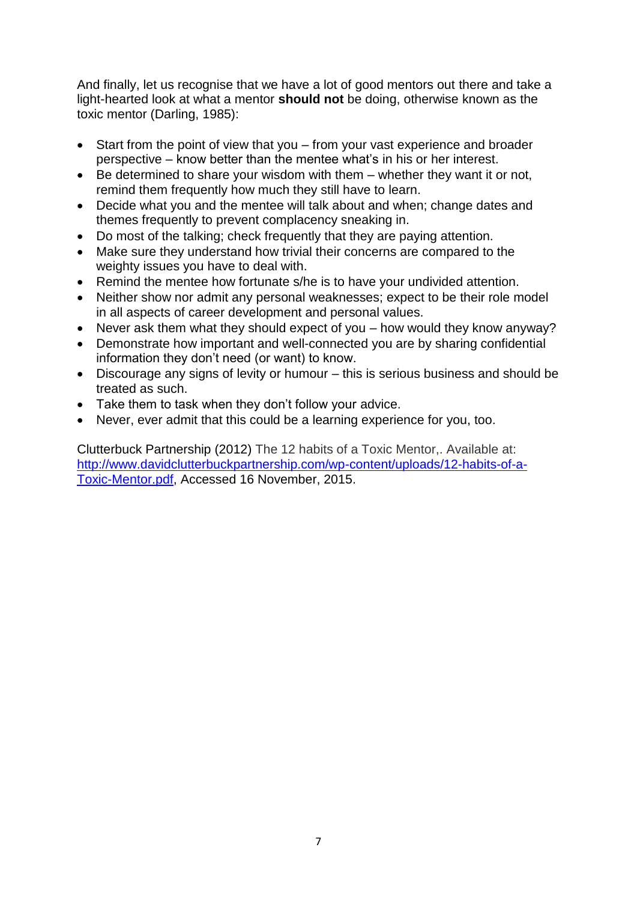And finally, let us recognise that we have a lot of good mentors out there and take a light-hearted look at what a mentor **should not** be doing, otherwise known as the toxic mentor (Darling, 1985):

- Start from the point of view that you – from your vast experience and broader perspective – know better than the mentee what's in his or her interest.
- Be determined to share your wisdom with them – whether they want it or not, remind them frequently how much they still have to learn.
- Decide what you and the mentee will talk about and when; change dates and themes frequently to prevent complacency sneaking in.
- Do most of the talking; check frequently that they are paying attention.
- Make sure they understand how trivial their concerns are compared to the weighty issues you have to deal with.
- Remind the mentee how fortunate s/he is to have your undivided attention.
- Neither show nor admit any personal weaknesses; expect to be their role model in all aspects of career development and personal values.
- Never ask them what they should expect of you – how would they know anyway?
- Demonstrate how important and well-connected you are by sharing confidential information they don't need (or want) to know.
- Discourage any signs of levity or humour – this is serious business and should be treated as such.
- Take them to task when they don't follow your advice.
- Never, ever admit that this could be a learning experience for you, too.

Clutterbuck Partnership (2012) The 12 habits of a Toxic Mentor,. Available at: [http://www.davidclutterbuckpartnership.com/wp-content/uploads/12-habits-of-a-Toxic-Mentor.pdf](http://www.davidclutterbuckpartnership.com/wp-content/uploads/12-habits-of-a-Toxic-Mentor.pdf), Accessed 16 November, 2015.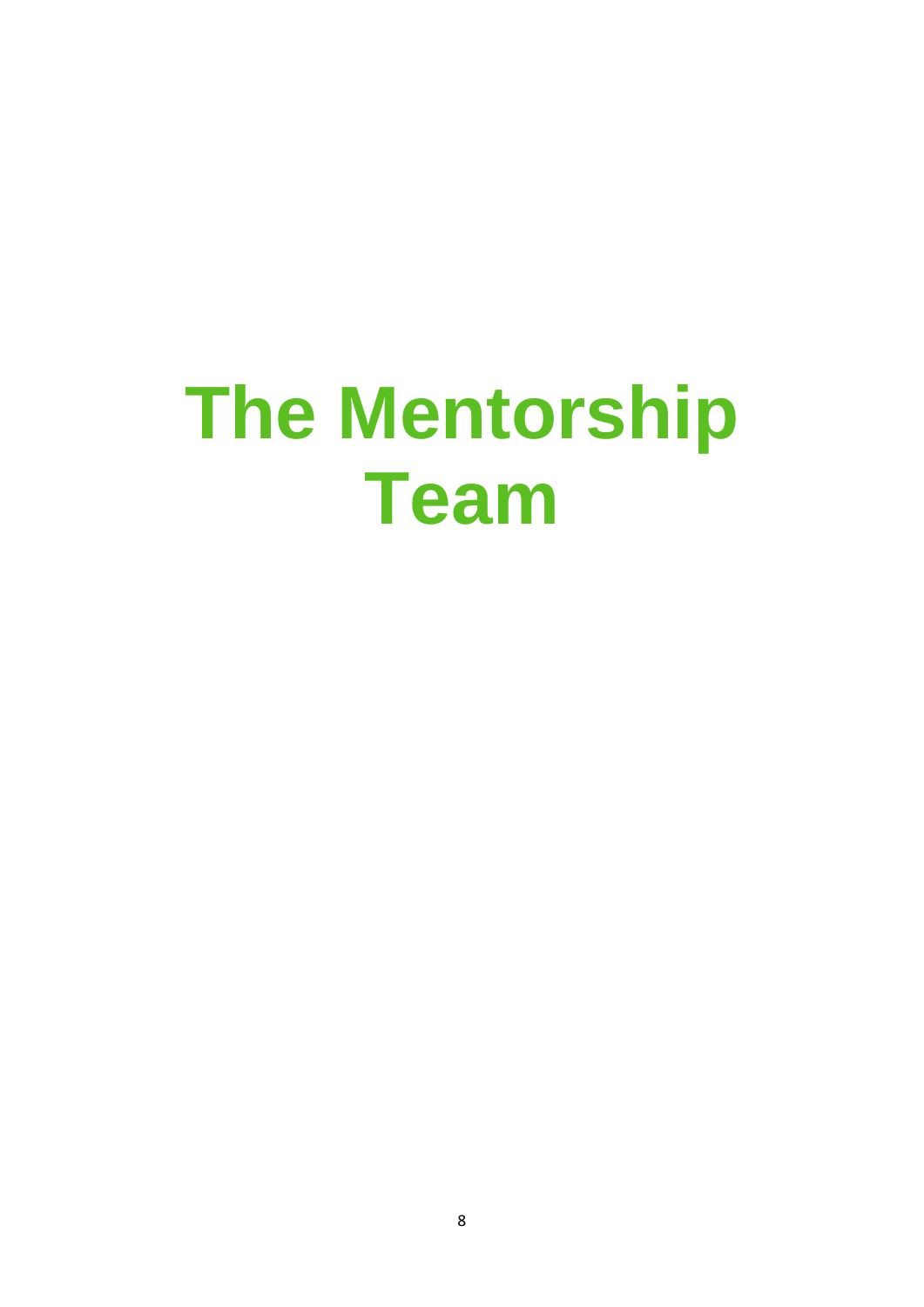# The Mentorship Team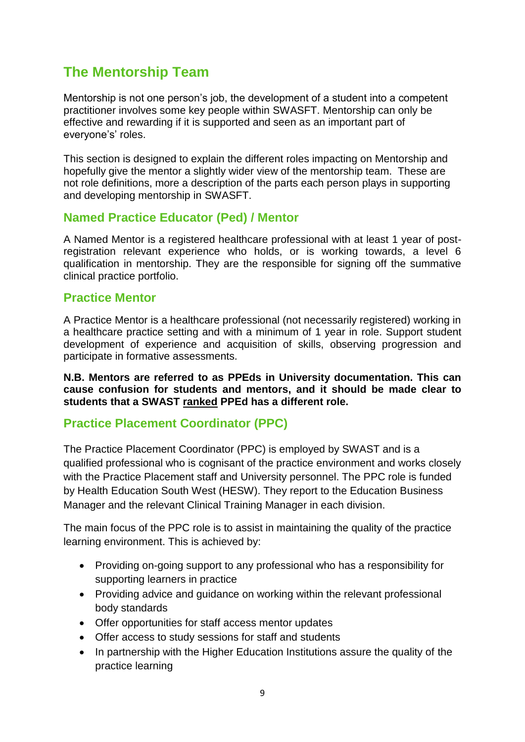# The Mentorship Team

Mentorship is not one person's job, the development of a student into a competent practitioner involves some key people within SWASFT. Mentorship can only be effective and rewarding if it is supported and seen as an important part of everyone's' roles.

This section is designed to explain the different roles impacting on Mentorship and hopefully give the mentor a slightly wider view of the mentorship team. These are not role definitions, more a description of the parts each person plays in supporting and developing mentorship in SWASFT.

## Named Practice Educator (Ped) / Mentor

A Named Mentor is a registered healthcare professional with at least 1 year of post-registration relevant experience who holds, or is working towards, a level 6 qualification in mentorship. They are the responsible for signing off the summative clinical practice portfolio.

## Practice Mentor

A Practice Mentor is a healthcare professional (not necessarily registered) working in a healthcare practice setting and with a minimum of 1 year in role. Support student development of experience and acquisition of skills, observing progression and participate in formative assessments.

**N.B. Mentors are referred to as PPEds in University documentation. This can cause confusion for students and mentors, and it should be made clear to students that a SWAST <u>ranked</u> PPEd has a different role.**

## Practice Placement Coordinator (PPC)

The Practice Placement Coordinator (PPC) is employed by SWAST and is a qualified professional who is cognisant of the practice environment and works closely with the Practice Placement staff and University personnel. The PPC role is funded by Health Education South West (HESW). They report to the Education Business Manager and the relevant Clinical Training Manager in each division.

The main focus of the PPC role is to assist in maintaining the quality of the practice learning environment. This is achieved by:

- Providing on-going support to any professional who has a responsibility for supporting learners in practice
- Providing advice and guidance on working within the relevant professional body standards
- Offer opportunities for staff access mentor updates
- Offer access to study sessions for staff and students
- In partnership with the Higher Education Institutions assure the quality of the practice learning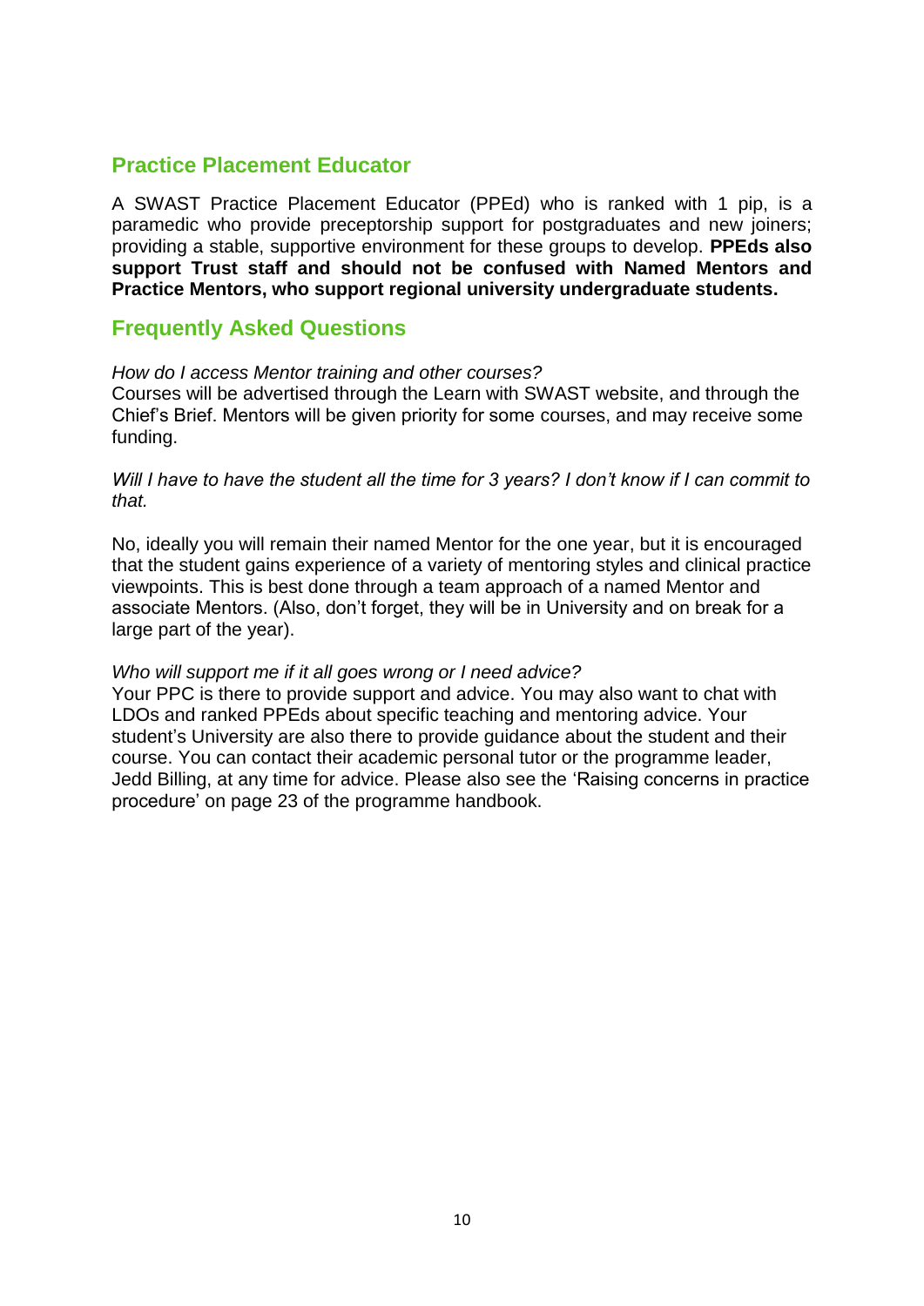## Practice Placement Educator

A SWAST Practice Placement Educator (PPEd) who is ranked with 1 pip, is a paramedic who provide preceptorship support for postgraduates and new joiners; providing a stable, supportive environment for these groups to develop. **PPEds also support Trust staff and should not be confused with Named Mentors and Practice Mentors, who support regional university undergraduate students.**

## Frequently Asked Questions

*How do I access Mentor training and other courses?*
Courses will be advertised through the Learn with SWAST website, and through the Chief's Brief. Mentors will be given priority for some courses, and may receive some funding.

*Will I have to have the student all the time for 3 years? I don't know if I can commit to that.*

No, ideally you will remain their named Mentor for the one year, but it is encouraged that the student gains experience of a variety of mentoring styles and clinical practice viewpoints. This is best done through a team approach of a named Mentor and associate Mentors. (Also, don't forget, they will be in University and on break for a large part of the year).

*Who will support me if it all goes wrong or I need advice?*
Your PPC is there to provide support and advice. You may also want to chat with LDOs and ranked PPEds about specific teaching and mentoring advice. Your student's University are also there to provide guidance about the student and their course. You can contact their academic personal tutor or the programme leader, Jedd Billing, at any time for advice. Please also see the 'Raising concerns in practice procedure' on page 23 of the programme handbook.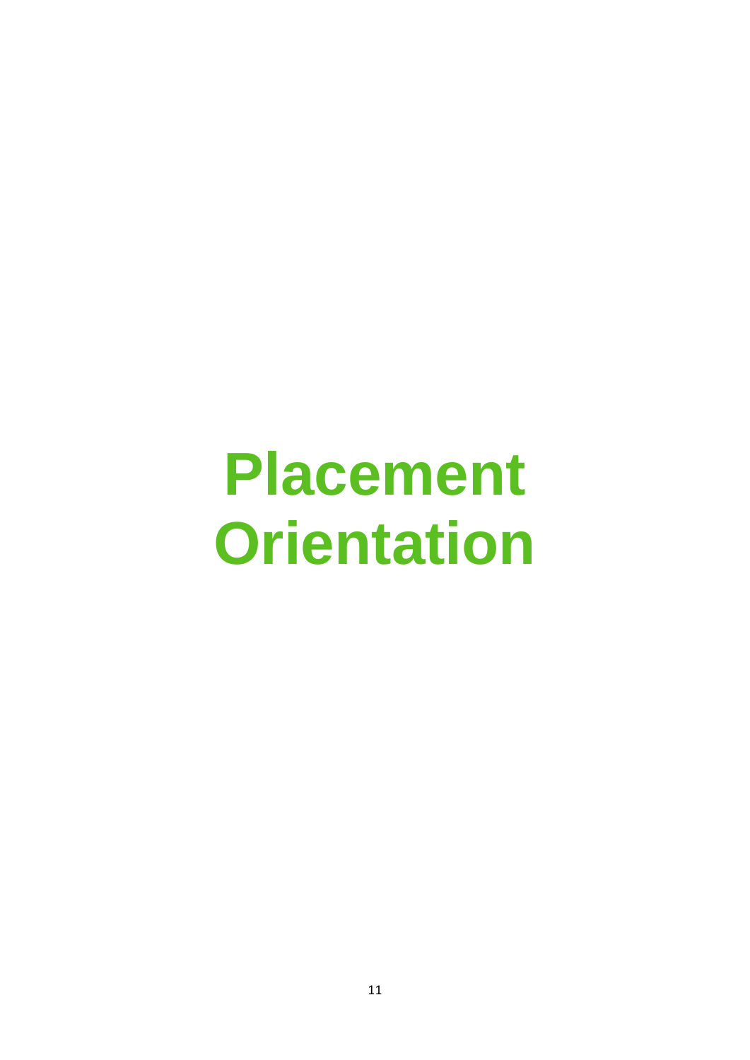# Placement Orientation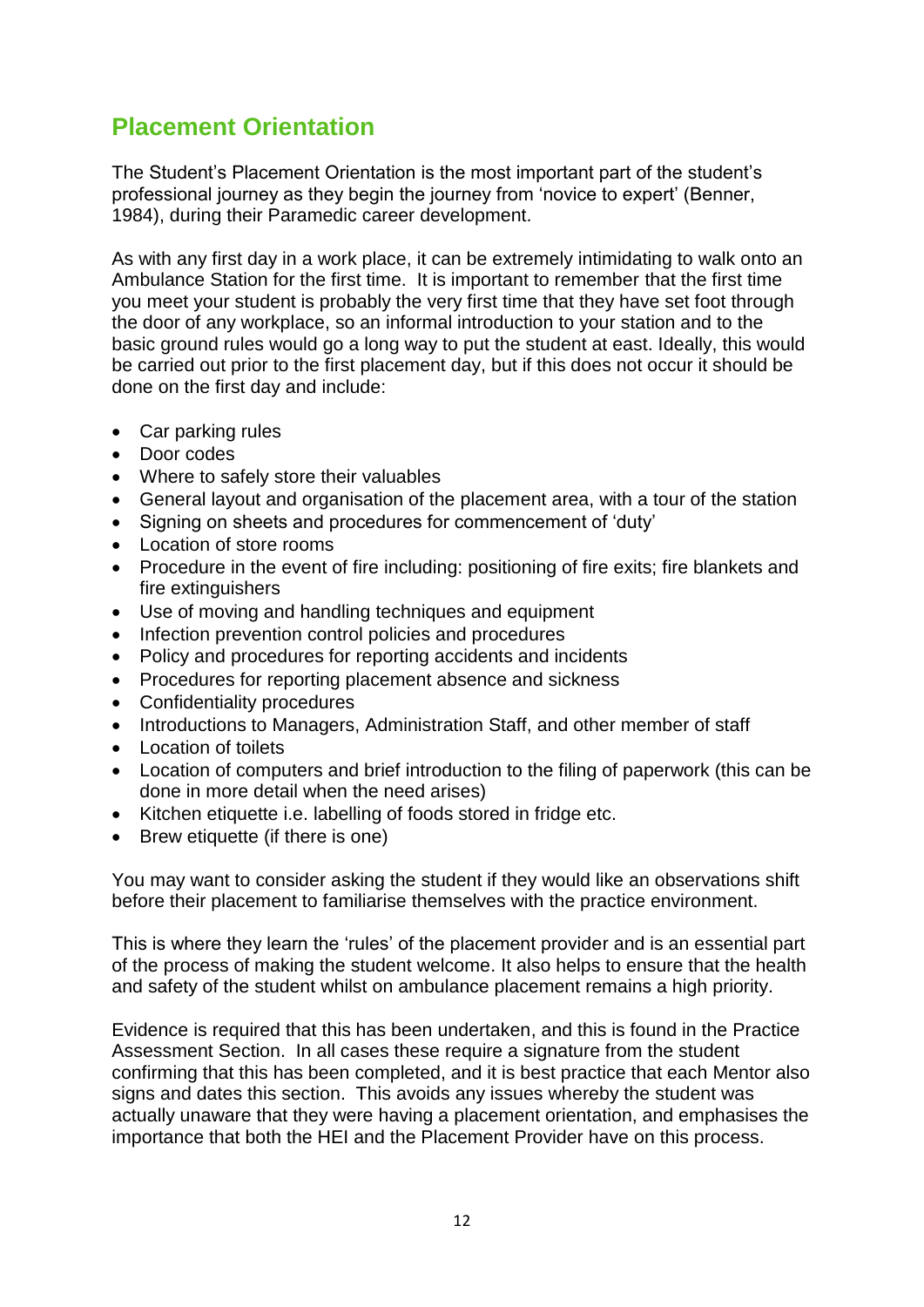## Placement Orientation

The Student's Placement Orientation is the most important part of the student's professional journey as they begin the journey from 'novice to expert' (Benner, 1984), during their Paramedic career development.

As with any first day in a work place, it can be extremely intimidating to walk onto an Ambulance Station for the first time. It is important to remember that the first time you meet your student is probably the very first time that they have set foot through the door of any workplace, so an informal introduction to your station and to the basic ground rules would go a long way to put the student at east. Ideally, this would be carried out prior to the first placement day, but if this does not occur it should be done on the first day and include:

- Car parking rules
- Door codes
- Where to safely store their valuables
- General layout and organisation of the placement area, with a tour of the station
- Signing on sheets and procedures for commencement of 'duty'
- Location of store rooms
- Procedure in the event of fire including: positioning of fire exits; fire blankets and fire extinguishers
- Use of moving and handling techniques and equipment
- Infection prevention control policies and procedures
- Policy and procedures for reporting accidents and incidents
- Procedures for reporting placement absence and sickness
- Confidentiality procedures
- Introductions to Managers, Administration Staff, and other member of staff
- Location of toilets
- Location of computers and brief introduction to the filing of paperwork (this can be done in more detail when the need arises)
- Kitchen etiquette i.e. labelling of foods stored in fridge etc.
- Brew etiquette (if there is one)

You may want to consider asking the student if they would like an observations shift before their placement to familiarise themselves with the practice environment.

This is where they learn the 'rules' of the placement provider and is an essential part of the process of making the student welcome. It also helps to ensure that the health and safety of the student whilst on ambulance placement remains a high priority.

Evidence is required that this has been undertaken, and this is found in the Practice Assessment Section. In all cases these require a signature from the student confirming that this has been completed, and it is best practice that each Mentor also signs and dates this section. This avoids any issues whereby the student was actually unaware that they were having a placement orientation, and emphasises the importance that both the HEI and the Placement Provider have on this process.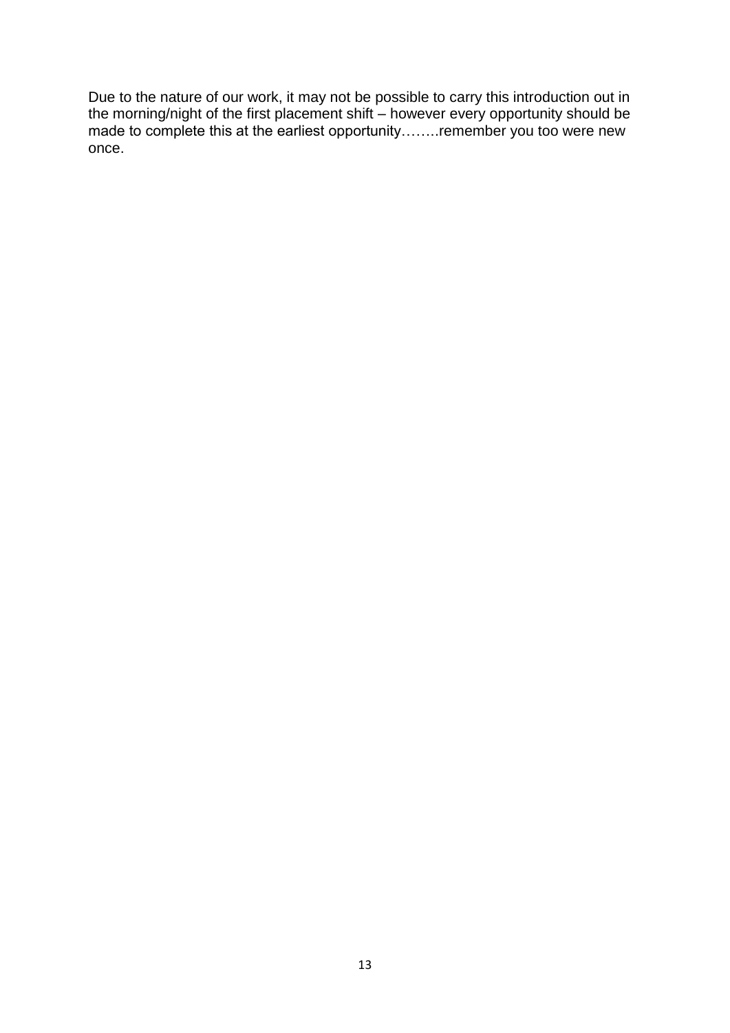Due to the nature of our work, it may not be possible to carry this introduction out in the morning/night of the first placement shift – however every opportunity should be made to complete this at the earliest opportunity……..remember you too were new once.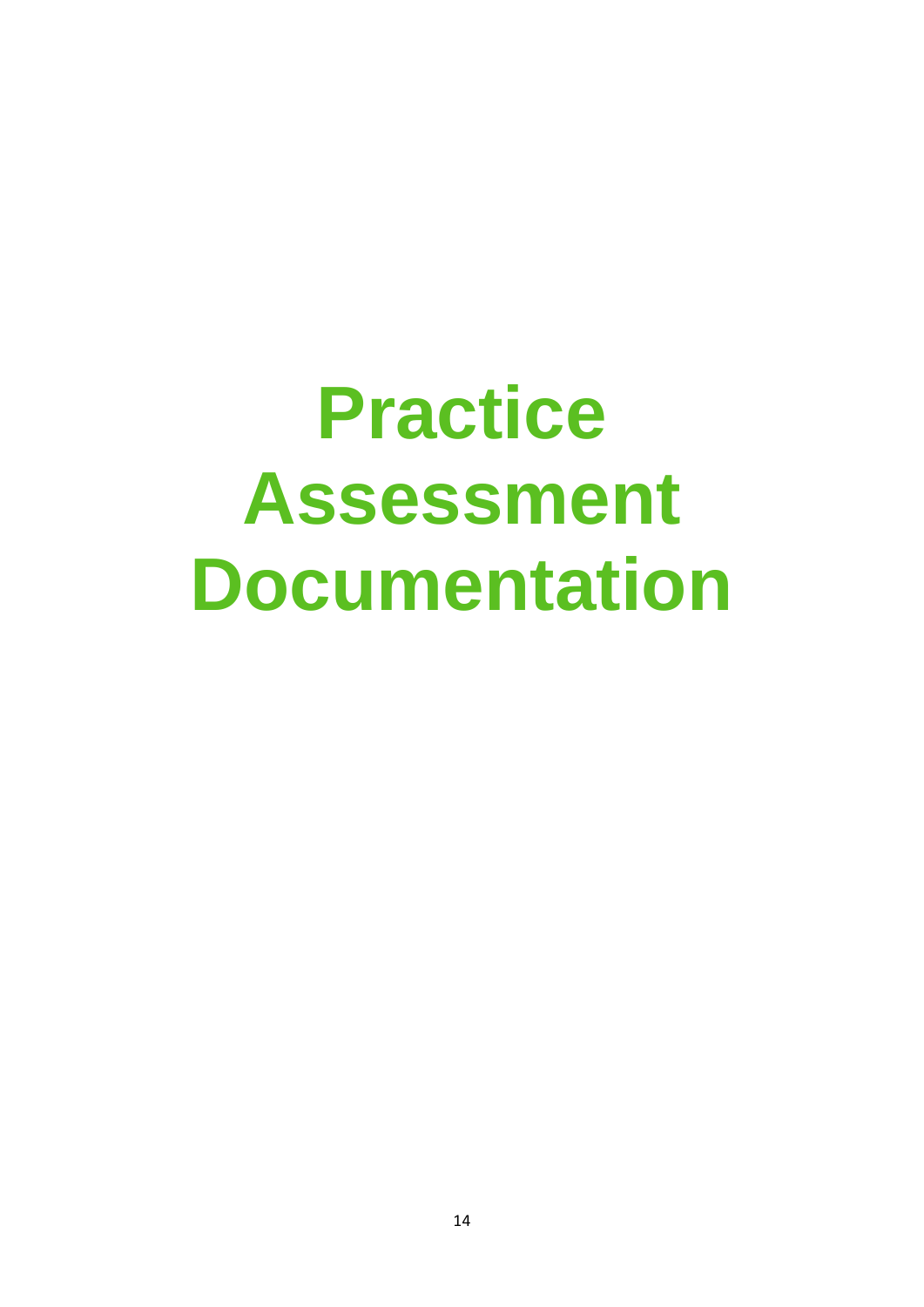# Practice Assessment Documentation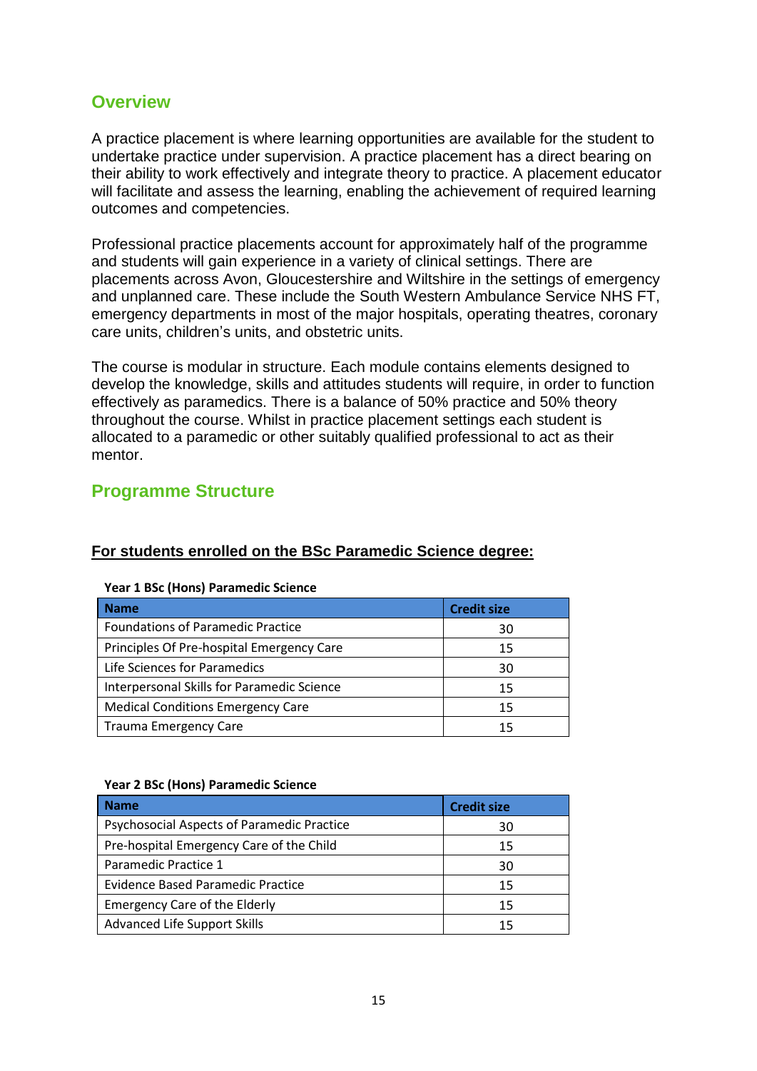## Overview

A practice placement is where learning opportunities are available for the student to undertake practice under supervision. A practice placement has a direct bearing on their ability to work effectively and integrate theory to practice. A placement educator will facilitate and assess the learning, enabling the achievement of required learning outcomes and competencies.

Professional practice placements account for approximately half of the programme and students will gain experience in a variety of clinical settings. There are placements across Avon, Gloucestershire and Wiltshire in the settings of emergency and unplanned care. These include the South Western Ambulance Service NHS FT, emergency departments in most of the major hospitals, operating theatres, coronary care units, children's units, and obstetric units.

The course is modular in structure. Each module contains elements designed to develop the knowledge, skills and attitudes students will require, in order to function effectively as paramedics. There is a balance of 50% practice and 50% theory throughout the course. Whilst in practice placement settings each student is allocated to a paramedic or other suitably qualified professional to act as their mentor.

## Programme Structure

**For students enrolled on the BSc Paramedic Science degree:**

**Year 1 BSc (Hons) Paramedic Science**

| Name | Credit size |
|---|---|
| Foundations of Paramedic Practice | 30 |
| Principles Of Pre-hospital Emergency Care | 15 |
| Life Sciences for Paramedics | 30 |
| Interpersonal Skills for Paramedic Science | 15 |
| Medical Conditions Emergency Care | 15 |
| Trauma Emergency Care | 15 |

**Year 2 BSc (Hons) Paramedic Science**

| Name | Credit size |
|---|---|
| Psychosocial Aspects of Paramedic Practice | 30 |
| Pre-hospital Emergency Care of the Child | 15 |
| Paramedic Practice 1 | 30 |
| Evidence Based Paramedic Practice | 15 |
| Emergency Care of the Elderly | 15 |
| Advanced Life Support Skills | 15 |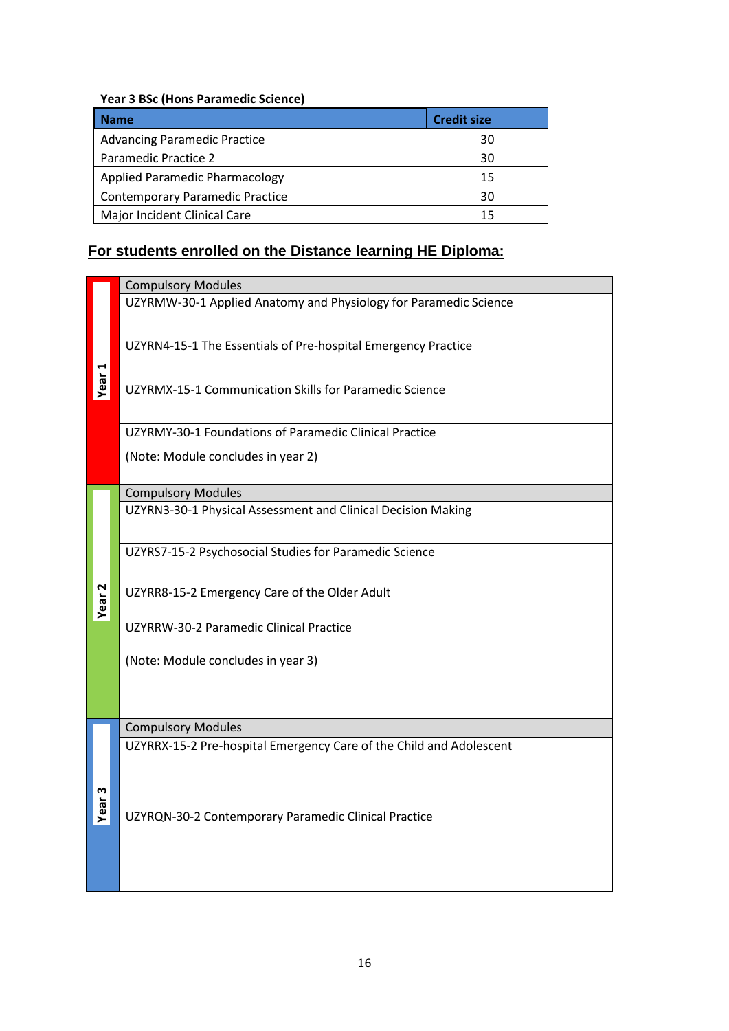**Year 3 BSc (Hons Paramedic Science)**

| Name | Credit size |
|---|---|
| Advancing Paramedic Practice | 30 |
| Paramedic Practice 2 | 30 |
| Applied Paramedic Pharmacology | 15 |
| Contemporary Paramedic Practice | 30 |
| Major Incident Clinical Care | 15 |

## For students enrolled on the Distance learning HE Diploma:

| Year | Compulsory Modules |
|---|---|
| Year 1 | UZYRMW-30-1 Applied Anatomy and Physiology for Paramedic Science |
| | UZYRN4-15-1 The Essentials of Pre-hospital Emergency Practice |
| | UZYRMX-15-1 Communication Skills for Paramedic Science |
| | UZYRMY-30-1 Foundations of Paramedic Clinical Practice<br>(Note: Module concludes in year 2) |
| Year 2 | UZYRN3-30-1 Physical Assessment and Clinical Decision Making |
| | UZYRS7-15-2 Psychosocial Studies for Paramedic Science |
| | UZYRR8-15-2 Emergency Care of the Older Adult |
| | UZYRRW-30-2 Paramedic Clinical Practice<br>(Note: Module concludes in year 3) |
| Year 3 | UZYRRX-15-2 Pre-hospital Emergency Care of the Child and Adolescent |
| | UZYRQN-30-2 Contemporary Paramedic Clinical Practice |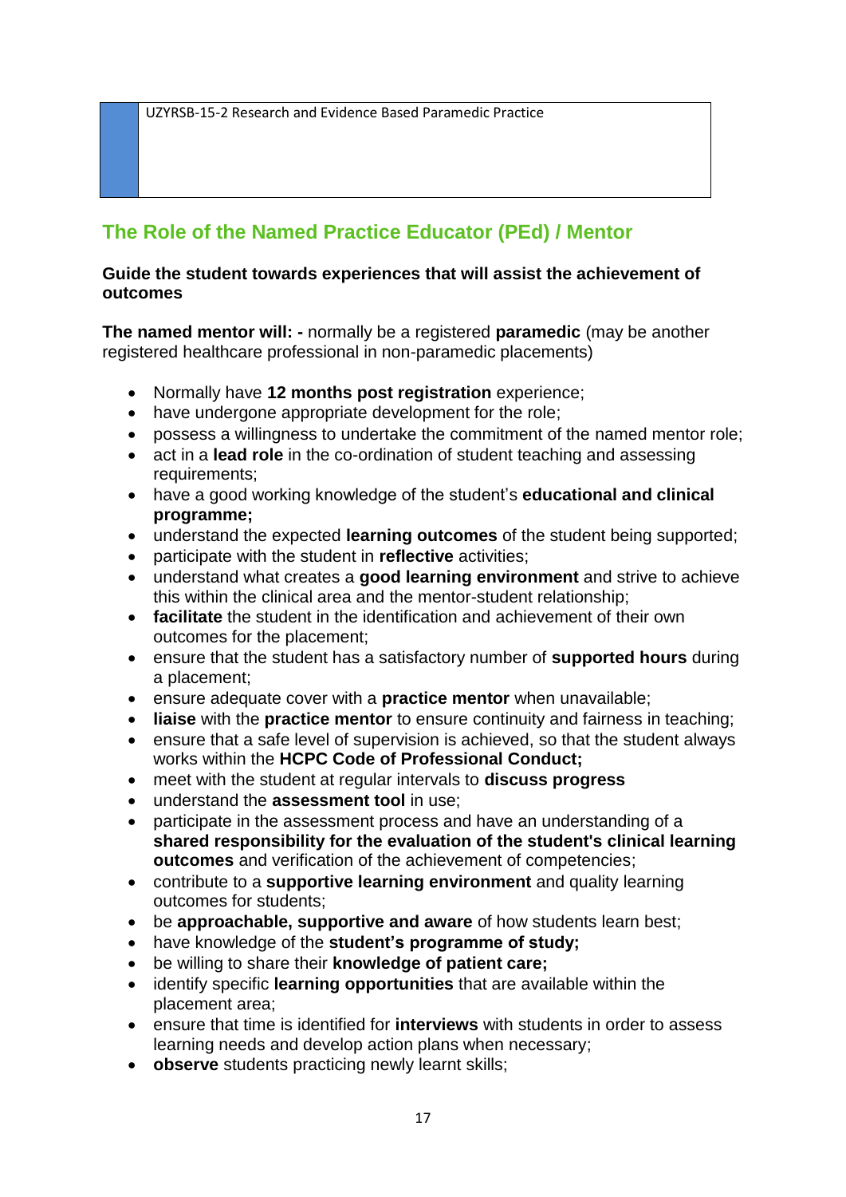UZYRSB-15-2 Research and Evidence Based Paramedic Practice

## The Role of the Named Practice Educator (PEd) / Mentor

**Guide the student towards experiences that will assist the achievement of outcomes**

**The named mentor will: -** normally be a registered **paramedic** (may be another registered healthcare professional in non-paramedic placements)

- Normally have **12 months post registration** experience;
- have undergone appropriate development for the role;
- possess a willingness to undertake the commitment of the named mentor role;
- act in a **lead role** in the co-ordination of student teaching and assessing requirements;
- have a good working knowledge of the student's **educational and clinical programme;**
- understand the expected **learning outcomes** of the student being supported;
- participate with the student in **reflective** activities;
- understand what creates a **good learning environment** and strive to achieve this within the clinical area and the mentor-student relationship;
- **facilitate** the student in the identification and achievement of their own outcomes for the placement;
- ensure that the student has a satisfactory number of **supported hours** during a placement;
- ensure adequate cover with a **practice mentor** when unavailable;
- **liaise** with the **practice mentor** to ensure continuity and fairness in teaching;
- ensure that a safe level of supervision is achieved, so that the student always works within the **HCPC Code of Professional Conduct;**
- meet with the student at regular intervals to **discuss progress**
- understand the **assessment tool** in use;
- participate in the assessment process and have an understanding of a **shared responsibility for the evaluation of the student's clinical learning outcomes** and verification of the achievement of competencies;
- contribute to a **supportive learning environment** and quality learning outcomes for students;
- be **approachable, supportive and aware** of how students learn best;
- have knowledge of the **student's programme of study;**
- be willing to share their **knowledge of patient care;**
- identify specific **learning opportunities** that are available within the placement area;
- ensure that time is identified for **interviews** with students in order to assess learning needs and develop action plans when necessary;
- **observe** students practicing newly learnt skills;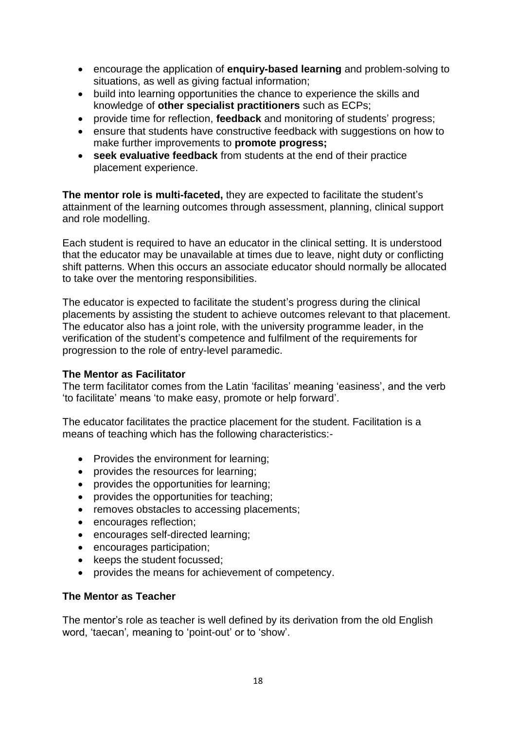- encourage the application of **enquiry-based learning** and problem-solving to situations, as well as giving factual information;
- build into learning opportunities the chance to experience the skills and knowledge of **other specialist practitioners** such as ECPs;
- provide time for reflection, **feedback** and monitoring of students' progress;
- ensure that students have constructive feedback with suggestions on how to make further improvements to **promote progress;**
- **seek evaluative feedback** from students at the end of their practice placement experience.

**The mentor role is multi-faceted,** they are expected to facilitate the student's attainment of the learning outcomes through assessment, planning, clinical support and role modelling.

Each student is required to have an educator in the clinical setting. It is understood that the educator may be unavailable at times due to leave, night duty or conflicting shift patterns. When this occurs an associate educator should normally be allocated to take over the mentoring responsibilities.

The educator is expected to facilitate the student's progress during the clinical placements by assisting the student to achieve outcomes relevant to that placement. The educator also has a joint role, with the university programme leader, in the verification of the student's competence and fulfilment of the requirements for progression to the role of entry-level paramedic.

**The Mentor as Facilitator**

The term facilitator comes from the Latin 'facilitas' meaning 'easiness', and the verb 'to facilitate' means 'to make easy, promote or help forward'.

The educator facilitates the practice placement for the student. Facilitation is a means of teaching which has the following characteristics:-

- Provides the environment for learning;
- provides the resources for learning;
- provides the opportunities for learning;
- provides the opportunities for teaching;
- removes obstacles to accessing placements;
- encourages reflection;
- encourages self-directed learning;
- encourages participation;
- keeps the student focussed;
- provides the means for achievement of competency.

**The Mentor as Teacher**

The mentor's role as teacher is well defined by its derivation from the old English word, 'taecan', meaning to 'point-out' or to 'show'.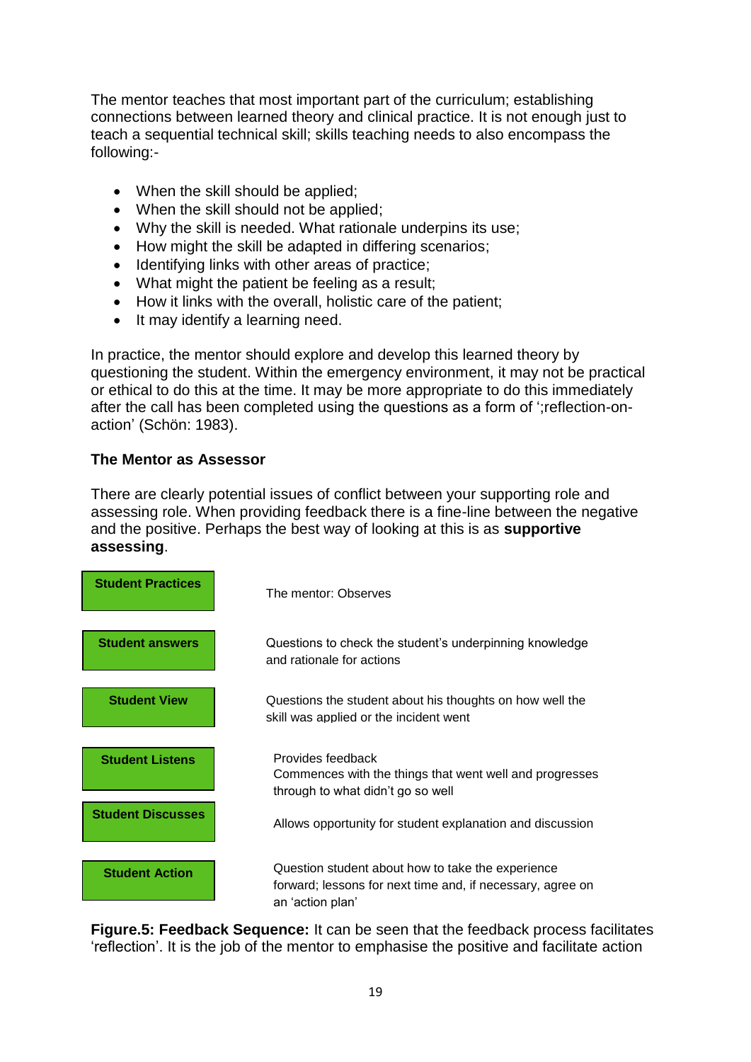The mentor teaches that most important part of the curriculum; establishing connections between learned theory and clinical practice. It is not enough just to teach a sequential technical skill; skills teaching needs to also encompass the following:-

- When the skill should be applied;
- When the skill should not be applied;
- Why the skill is needed. What rationale underpins its use;
- How might the skill be adapted in differing scenarios;
- Identifying links with other areas of practice;
- What might the patient be feeling as a result;
- How it links with the overall, holistic care of the patient;
- It may identify a learning need.

In practice, the mentor should explore and develop this learned theory by questioning the student. Within the emergency environment, it may not be practical or ethical to do this at the time. It may be more appropriate to do this immediately after the call has been completed using the questions as a form of ';reflection-on-action' (Schön: 1983).

### The Mentor as Assessor

There are clearly potential issues of conflict between your supporting role and assessing role. When providing feedback there is a fine-line between the negative and the positive. Perhaps the best way of looking at this is as **supportive assessing**.

| | |
|---|---|
| **Student Practices** | The mentor: Observes |
| **Student answers** | Questions to check the student's underpinning knowledge and rationale for actions |
| **Student View** | Questions the student about his thoughts on how well the skill was applied or the incident went |
| **Student Listens** | Provides feedback<br>Commences with the things that went well and progresses through to what didn't go so well |
| **Student Discusses** | Allows opportunity for student explanation and discussion |
| **Student Action** | Question student about how to take the experience forward; lessons for next time and, if necessary, agree on an 'action plan' |

**Figure.5: Feedback Sequence:** It can be seen that the feedback process facilitates 'reflection'. It is the job of the mentor to emphasise the positive and facilitate action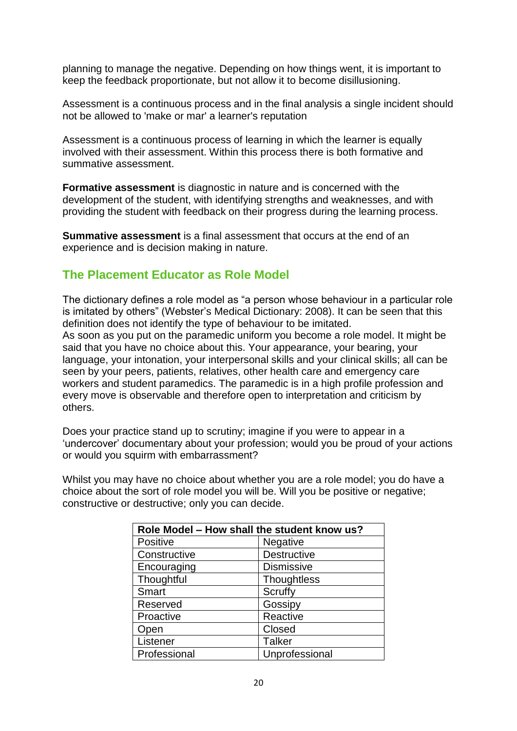planning to manage the negative. Depending on how things went, it is important to keep the feedback proportionate, but not allow it to become disillusioning.

Assessment is a continuous process and in the final analysis a single incident should not be allowed to 'make or mar' a learner's reputation

Assessment is a continuous process of learning in which the learner is equally involved with their assessment. Within this process there is both formative and summative assessment.

**Formative assessment** is diagnostic in nature and is concerned with the development of the student, with identifying strengths and weaknesses, and with providing the student with feedback on their progress during the learning process.

**Summative assessment** is a final assessment that occurs at the end of an experience and is decision making in nature.

## The Placement Educator as Role Model

The dictionary defines a role model as "a person whose behaviour in a particular role is imitated by others" (Webster's Medical Dictionary: 2008). It can be seen that this definition does not identify the type of behaviour to be imitated.
As soon as you put on the paramedic uniform you become a role model. It might be said that you have no choice about this. Your appearance, your bearing, your language, your intonation, your interpersonal skills and your clinical skills; all can be seen by your peers, patients, relatives, other health care and emergency care workers and student paramedics. The paramedic is in a high profile profession and every move is observable and therefore open to interpretation and criticism by others.

Does your practice stand up to scrutiny; imagine if you were to appear in a 'undercover' documentary about your profession; would you be proud of your actions or would you squirm with embarrassment?

Whilst you may have no choice about whether you are a role model; you do have a choice about the sort of role model you will be. Will you be positive or negative; constructive or destructive; only you can decide.

| Role Model – How shall the student know us? | |
|---|---|
| Positive | Negative |
| Constructive | Destructive |
| Encouraging | Dismissive |
| Thoughtful | Thoughtless |
| Smart | Scruffy |
| Reserved | Gossipy |
| Proactive | Reactive |
| Open | Closed |
| Listener | Talker |
| Professional | Unprofessional |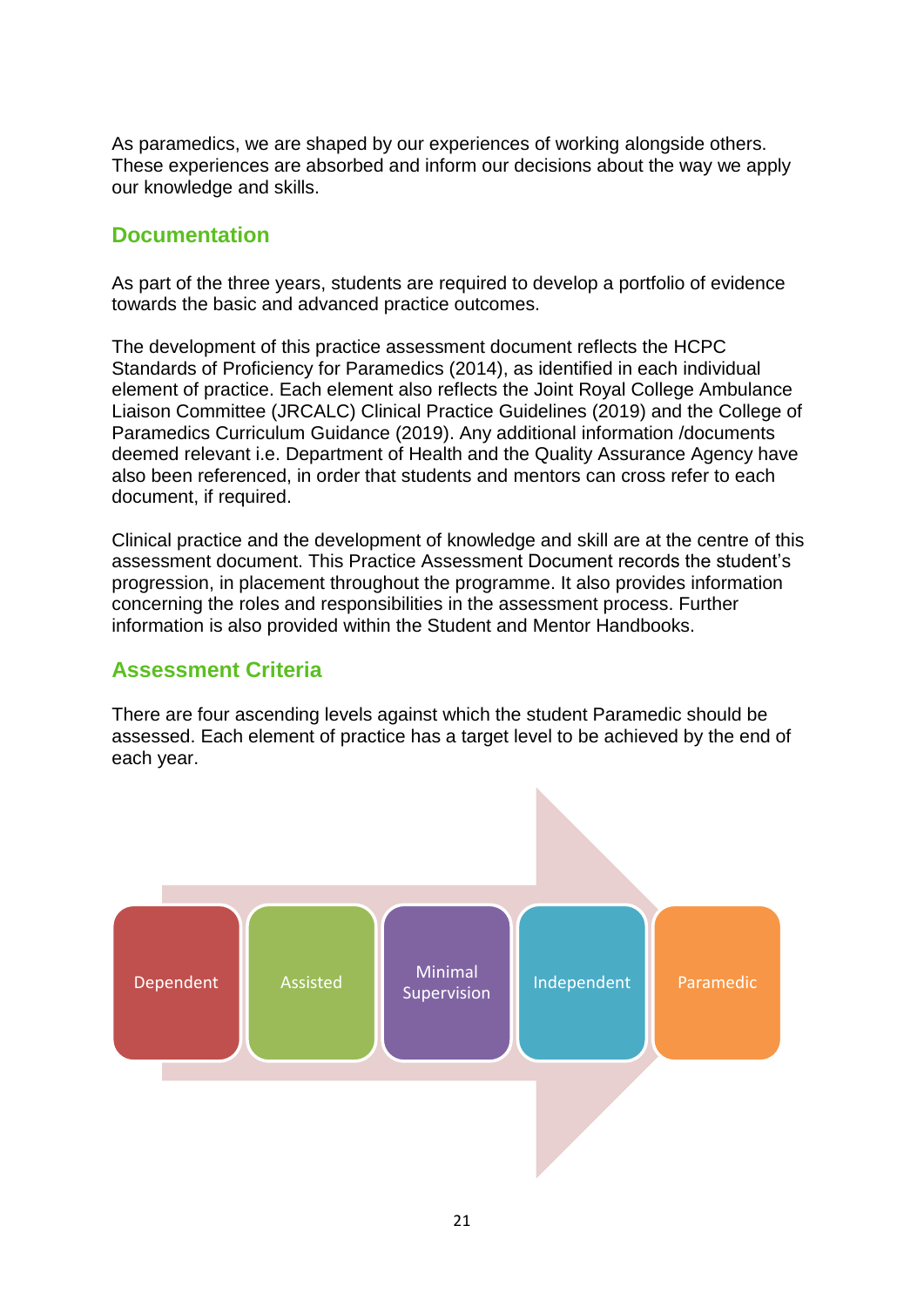As paramedics, we are shaped by our experiences of working alongside others. These experiences are absorbed and inform our decisions about the way we apply our knowledge and skills.

## Documentation

As part of the three years, students are required to develop a portfolio of evidence towards the basic and advanced practice outcomes.

The development of this practice assessment document reflects the HCPC Standards of Proficiency for Paramedics (2014), as identified in each individual element of practice. Each element also reflects the Joint Royal College Ambulance Liaison Committee (JRCALC) Clinical Practice Guidelines (2019) and the College of Paramedics Curriculum Guidance (2019). Any additional information /documents deemed relevant i.e. Department of Health and the Quality Assurance Agency have also been referenced, in order that students and mentors can cross refer to each document, if required.

Clinical practice and the development of knowledge and skill are at the centre of this assessment document. This Practice Assessment Document records the student's progression, in placement throughout the programme. It also provides information concerning the roles and responsibilities in the assessment process. Further information is also provided within the Student and Mentor Handbooks.

## Assessment Criteria

There are four ascending levels against which the student Paramedic should be assessed. Each element of practice has a target level to be achieved by the end of each year.

Dependent → Assisted → Minimal Supervision → Independent → Paramedic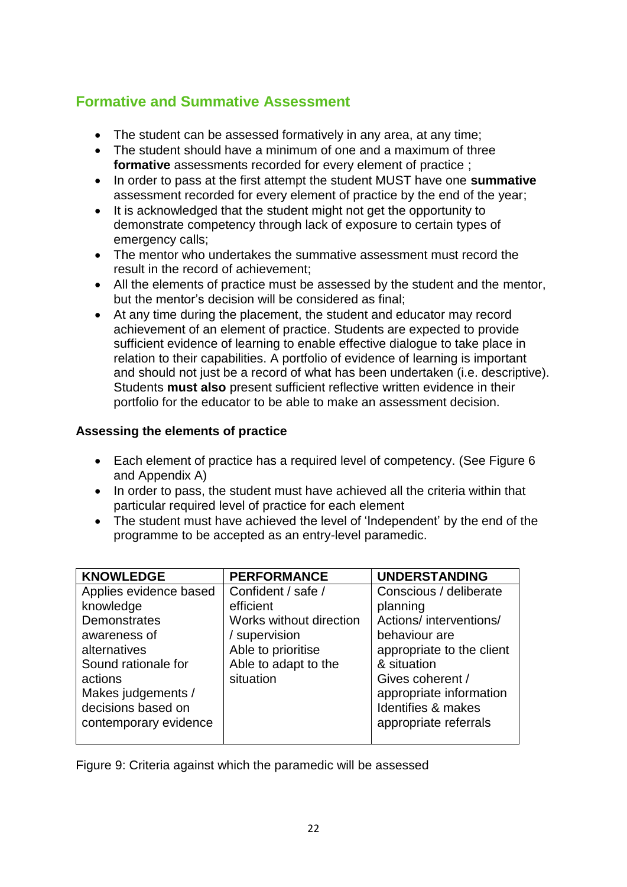## Formative and Summative Assessment

- The student can be assessed formatively in any area, at any time;
- The student should have a minimum of one and a maximum of three **formative** assessments recorded for every element of practice ;
- In order to pass at the first attempt the student MUST have one **summative** assessment recorded for every element of practice by the end of the year;
- It is acknowledged that the student might not get the opportunity to demonstrate competency through lack of exposure to certain types of emergency calls;
- The mentor who undertakes the summative assessment must record the result in the record of achievement;
- All the elements of practice must be assessed by the student and the mentor, but the mentor's decision will be considered as final;
- At any time during the placement, the student and educator may record achievement of an element of practice. Students are expected to provide sufficient evidence of learning to enable effective dialogue to take place in relation to their capabilities. A portfolio of evidence of learning is important and should not just be a record of what has been undertaken (i.e. descriptive). Students **must also** present sufficient reflective written evidence in their portfolio for the educator to be able to make an assessment decision.

### Assessing the elements of practice

- Each element of practice has a required level of competency. (See Figure 6 and Appendix A)
- In order to pass, the student must have achieved all the criteria within that particular required level of practice for each element
- The student must have achieved the level of 'Independent' by the end of the programme to be accepted as an entry-level paramedic.

| KNOWLEDGE | PERFORMANCE | UNDERSTANDING |
|---|---|---|
| Applies evidence based knowledge<br>Demonstrates awareness of alternatives<br>Sound rationale for actions<br>Makes judgements / decisions based on contemporary evidence | Confident / safe / efficient<br>Works without direction / supervision<br>Able to prioritise<br>Able to adapt to the situation | Conscious / deliberate planning<br>Actions/ interventions/ behaviour are appropriate to the client & situation<br>Gives coherent / appropriate information<br>Identifies & makes appropriate referrals |

Figure 9: Criteria against which the paramedic will be assessed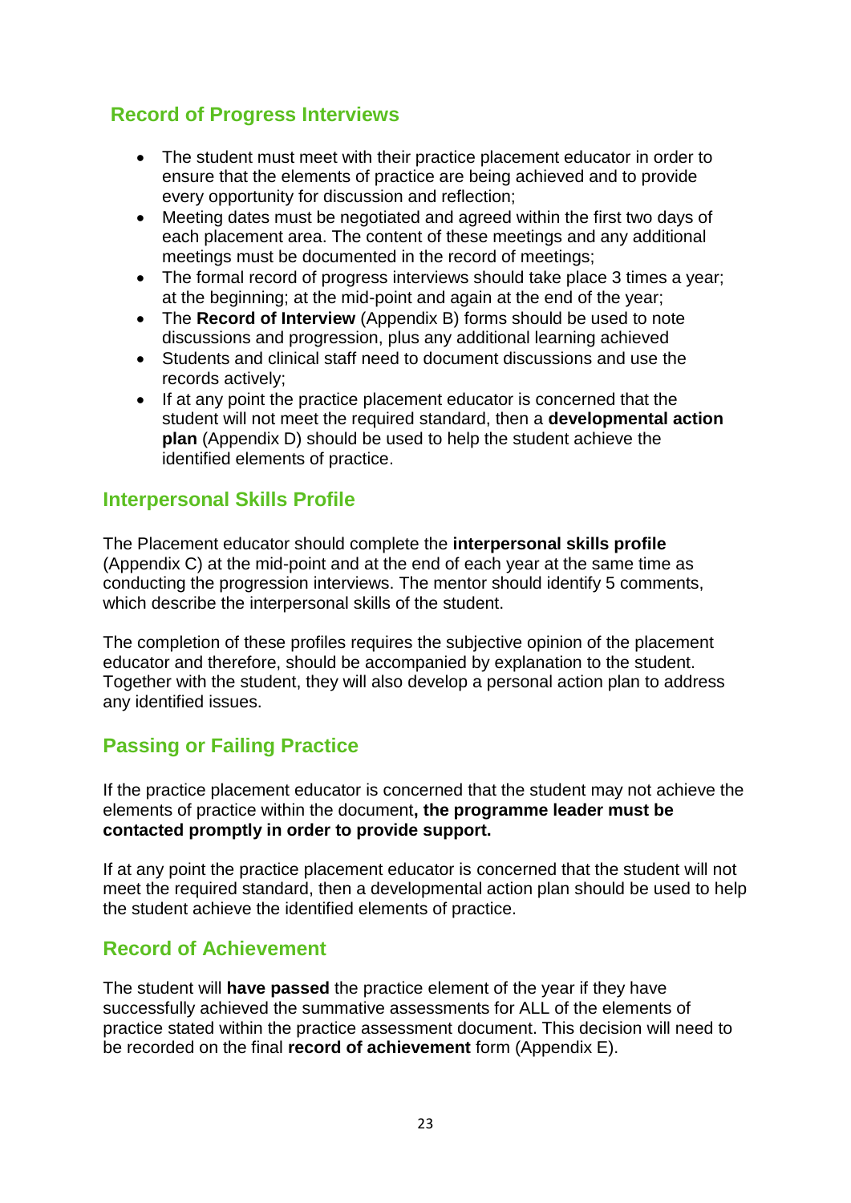## Record of Progress Interviews

- The student must meet with their practice placement educator in order to ensure that the elements of practice are being achieved and to provide every opportunity for discussion and reflection;
- Meeting dates must be negotiated and agreed within the first two days of each placement area. The content of these meetings and any additional meetings must be documented in the record of meetings;
- The formal record of progress interviews should take place 3 times a year; at the beginning; at the mid-point and again at the end of the year;
- The **Record of Interview** (Appendix B) forms should be used to note discussions and progression, plus any additional learning achieved
- Students and clinical staff need to document discussions and use the records actively;
- If at any point the practice placement educator is concerned that the student will not meet the required standard, then a **developmental action plan** (Appendix D) should be used to help the student achieve the identified elements of practice.

## Interpersonal Skills Profile

The Placement educator should complete the **interpersonal skills profile** (Appendix C) at the mid-point and at the end of each year at the same time as conducting the progression interviews. The mentor should identify 5 comments, which describe the interpersonal skills of the student.

The completion of these profiles requires the subjective opinion of the placement educator and therefore, should be accompanied by explanation to the student. Together with the student, they will also develop a personal action plan to address any identified issues.

## Passing or Failing Practice

If the practice placement educator is concerned that the student may not achieve the elements of practice within the document**, the programme leader must be contacted promptly in order to provide support.**

If at any point the practice placement educator is concerned that the student will not meet the required standard, then a developmental action plan should be used to help the student achieve the identified elements of practice.

## Record of Achievement

The student will **have passed** the practice element of the year if they have successfully achieved the summative assessments for ALL of the elements of practice stated within the practice assessment document. This decision will need to be recorded on the final **record of achievement** form (Appendix E).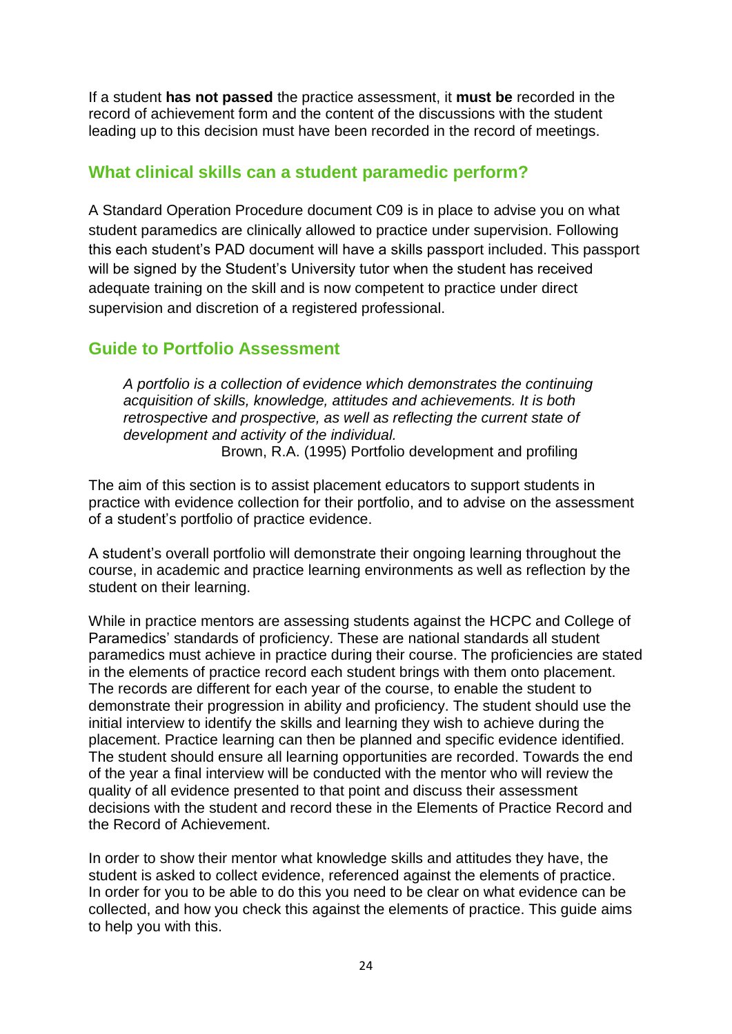If a student **has not passed** the practice assessment, it **must be** recorded in the record of achievement form and the content of the discussions with the student leading up to this decision must have been recorded in the record of meetings.

## What clinical skills can a student paramedic perform?

A Standard Operation Procedure document C09 is in place to advise you on what student paramedics are clinically allowed to practice under supervision. Following this each student's PAD document will have a skills passport included. This passport will be signed by the Student's University tutor when the student has received adequate training on the skill and is now competent to practice under direct supervision and discretion of a registered professional.

## Guide to Portfolio Assessment

> *A portfolio is a collection of evidence which demonstrates the continuing acquisition of skills, knowledge, attitudes and achievements. It is both retrospective and prospective, as well as reflecting the current state of development and activity of the individual.*
>
> Brown, R.A. (1995) Portfolio development and profiling

The aim of this section is to assist placement educators to support students in practice with evidence collection for their portfolio, and to advise on the assessment of a student's portfolio of practice evidence.

A student's overall portfolio will demonstrate their ongoing learning throughout the course, in academic and practice learning environments as well as reflection by the student on their learning.

While in practice mentors are assessing students against the HCPC and College of Paramedics' standards of proficiency. These are national standards all student paramedics must achieve in practice during their course. The proficiencies are stated in the elements of practice record each student brings with them onto placement. The records are different for each year of the course, to enable the student to demonstrate their progression in ability and proficiency. The student should use the initial interview to identify the skills and learning they wish to achieve during the placement. Practice learning can then be planned and specific evidence identified. The student should ensure all learning opportunities are recorded. Towards the end of the year a final interview will be conducted with the mentor who will review the quality of all evidence presented to that point and discuss their assessment decisions with the student and record these in the Elements of Practice Record and the Record of Achievement.

In order to show their mentor what knowledge skills and attitudes they have, the student is asked to collect evidence, referenced against the elements of practice. In order for you to be able to do this you need to be clear on what evidence can be collected, and how you check this against the elements of practice. This guide aims to help you with this.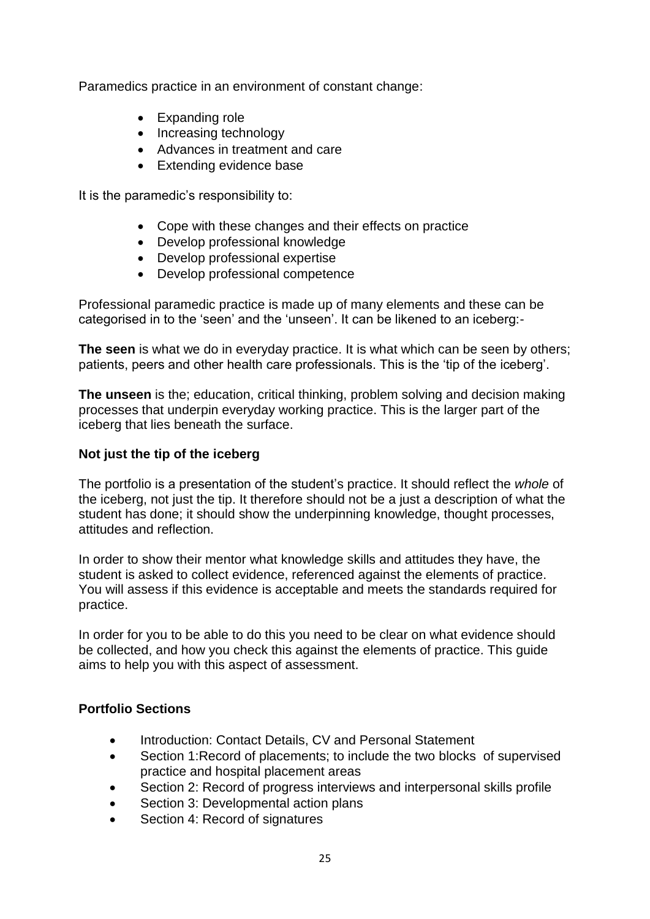Paramedics practice in an environment of constant change:

- Expanding role
- Increasing technology
- Advances in treatment and care
- Extending evidence base

It is the paramedic's responsibility to:

- Cope with these changes and their effects on practice
- Develop professional knowledge
- Develop professional expertise
- Develop professional competence

Professional paramedic practice is made up of many elements and these can be categorised in to the 'seen' and the 'unseen'. It can be likened to an iceberg:-

**The seen** is what we do in everyday practice. It is what which can be seen by others; patients, peers and other health care professionals. This is the 'tip of the iceberg'.

**The unseen** is the; education, critical thinking, problem solving and decision making processes that underpin everyday working practice. This is the larger part of the iceberg that lies beneath the surface.

**Not just the tip of the iceberg**

The portfolio is a presentation of the student's practice. It should reflect the *whole* of the iceberg, not just the tip. It therefore should not be a just a description of what the student has done; it should show the underpinning knowledge, thought processes, attitudes and reflection.

In order to show their mentor what knowledge skills and attitudes they have, the student is asked to collect evidence, referenced against the elements of practice. You will assess if this evidence is acceptable and meets the standards required for practice.

In order for you to be able to do this you need to be clear on what evidence should be collected, and how you check this against the elements of practice. This guide aims to help you with this aspect of assessment.

**Portfolio Sections**

- Introduction: Contact Details, CV and Personal Statement
- Section 1:Record of placements; to include the two blocks of supervised practice and hospital placement areas
- Section 2: Record of progress interviews and interpersonal skills profile
- Section 3: Developmental action plans
- Section 4: Record of signatures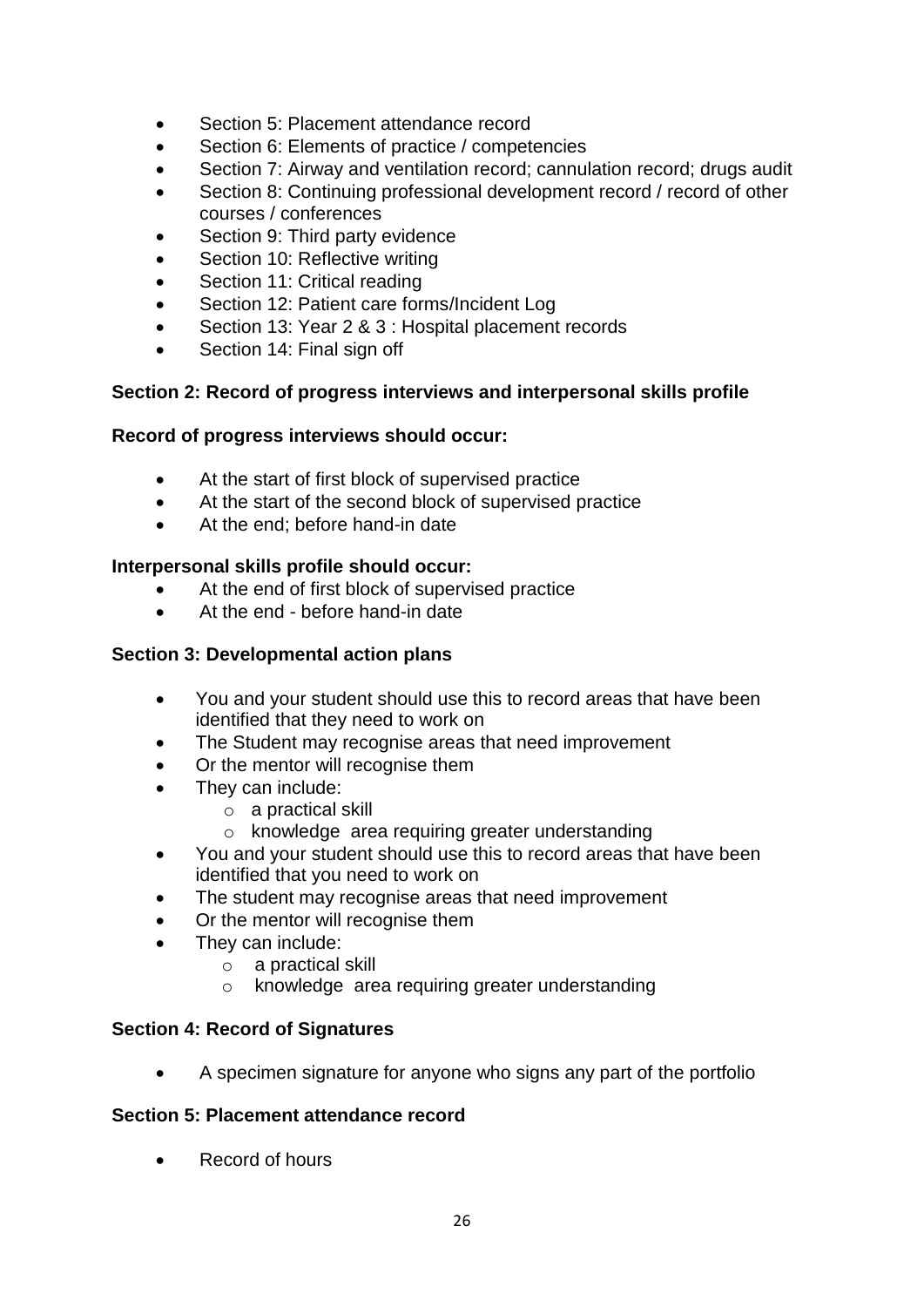- Section 5: Placement attendance record
- Section 6: Elements of practice / competencies
- Section 7: Airway and ventilation record; cannulation record; drugs audit
- Section 8: Continuing professional development record / record of other courses / conferences
- Section 9: Third party evidence
- Section 10: Reflective writing
- Section 11: Critical reading
- Section 12: Patient care forms/Incident Log
- Section 13: Year 2 & 3 : Hospital placement records
- Section 14: Final sign off

**Section 2: Record of progress interviews and interpersonal skills profile**

**Record of progress interviews should occur:**

- At the start of first block of supervised practice
- At the start of the second block of supervised practice
- At the end; before hand-in date

**Interpersonal skills profile should occur:**

- At the end of first block of supervised practice
- At the end - before hand-in date

**Section 3: Developmental action plans**

- You and your student should use this to record areas that have been identified that they need to work on
- The Student may recognise areas that need improvement
- Or the mentor will recognise them
- They can include:
  - a practical skill
  - knowledge area requiring greater understanding
- You and your student should use this to record areas that have been identified that you need to work on
- The student may recognise areas that need improvement
- Or the mentor will recognise them
- They can include:
  - a practical skill
  - knowledge area requiring greater understanding

**Section 4: Record of Signatures**

- A specimen signature for anyone who signs any part of the portfolio

**Section 5: Placement attendance record**

- Record of hours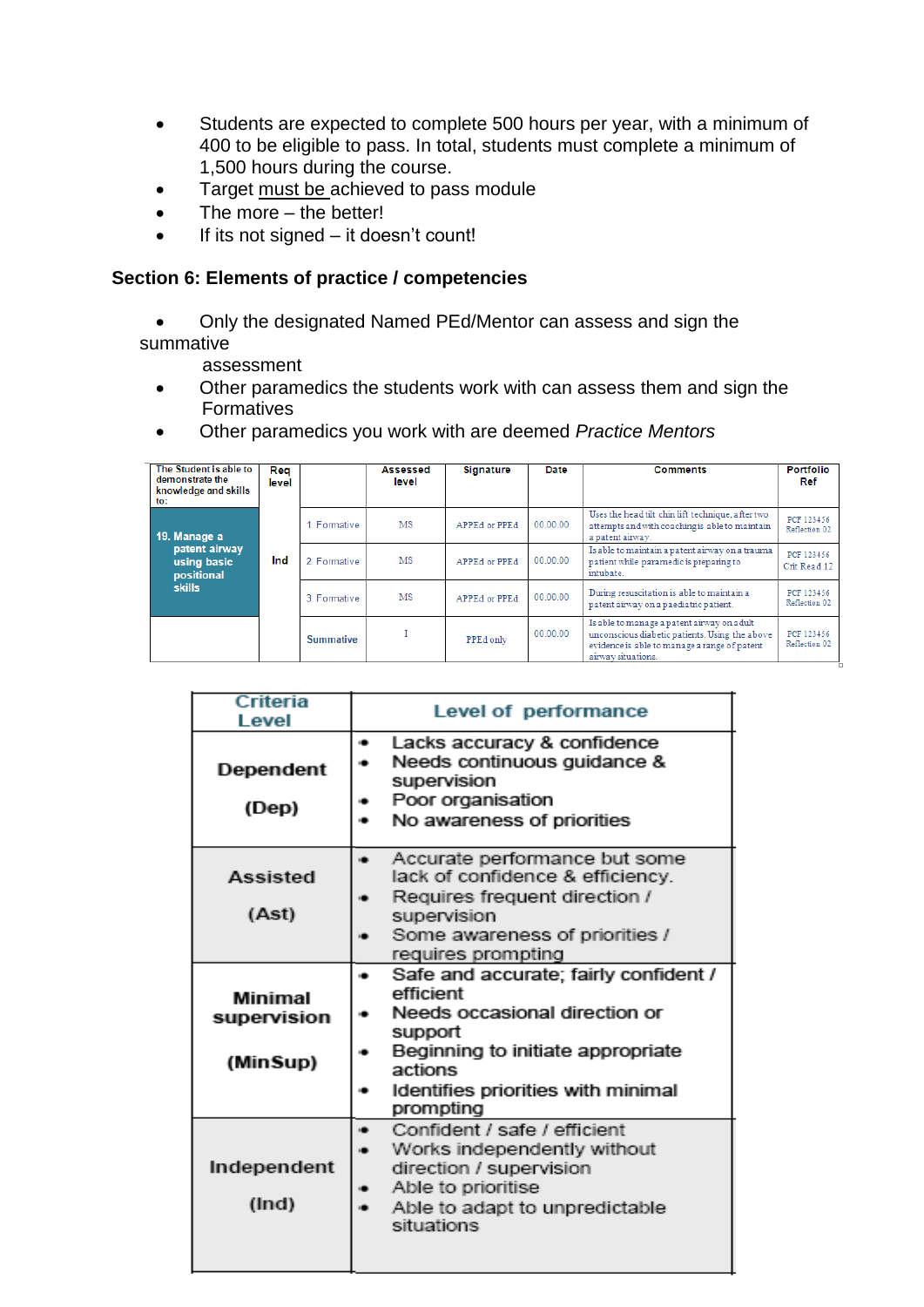- Students are expected to complete 500 hours per year, with a minimum of 400 to be eligible to pass. In total, students must complete a minimum of 1,500 hours during the course.
- Target must be achieved to pass module
- The more – the better!
- If its not signed – it doesn't count!

## Section 6: Elements of practice / competencies

- Only the designated Named PEd/Mentor can assess and sign the summative assessment
- Other paramedics the students work with can assess them and sign the Formatives
- Other paramedics you work with are deemed *Practice Mentors*

| The Student is able to demonstrate the knowledge and skills to: | Req level | | Assessed level | Signature | Date | Comments | Portfolio Ref |
|---|---|---|---|---|---|---|---|
| 19. Manage a patent airway using basic positional skills | Ind | 1. Formative | MS | APPEd or PPEd | 00.00.00 | Uses the head tilt chin lift technique, after two attempts and with coaching is able to maintain a patent airway. | PCF 123456 Reflection 02 |
| | | 2. Formative | MS | APPEd or PPEd | 00.00.00 | Is able to maintain a patent airway on a trauma patient while paramedic is preparing to intubate. | PCF 123456 Crit Read 12 |
| | | 3. Formative | MS | APPEd or PPEd | 00.00.00 | During resuscitation is able to maintain a patent airway on a paediatric patient. | PCF 123456 Reflection 02 |
| | | Summative | I | PPEd only | 00.00.00 | Is able to manage a patent airway on adult unconscious diabetic patients. Using the above evidence is able to manage a range of patent airway situations. | PCF 123456 Reflection 02 |

| Criteria Level | Level of performance |
|---|---|
| Dependent (Dep) | • Lacks accuracy & confidence<br>• Needs continuous guidance & supervision<br>• Poor organisation<br>• No awareness of priorities |
| Assisted (Ast) | • Accurate performance but some lack of confidence & efficiency.<br>• Requires frequent direction / supervision<br>• Some awareness of priorities / requires prompting |
| Minimal supervision (MinSup) | • Safe and accurate; fairly confident / efficient<br>• Needs occasional direction or support<br>• Beginning to initiate appropriate actions<br>• Identifies priorities with minimal prompting |
| Independent (Ind) | • Confident / safe / efficient<br>• Works independently without direction / supervision<br>• Able to prioritise<br>• Able to adapt to unpredictable situations |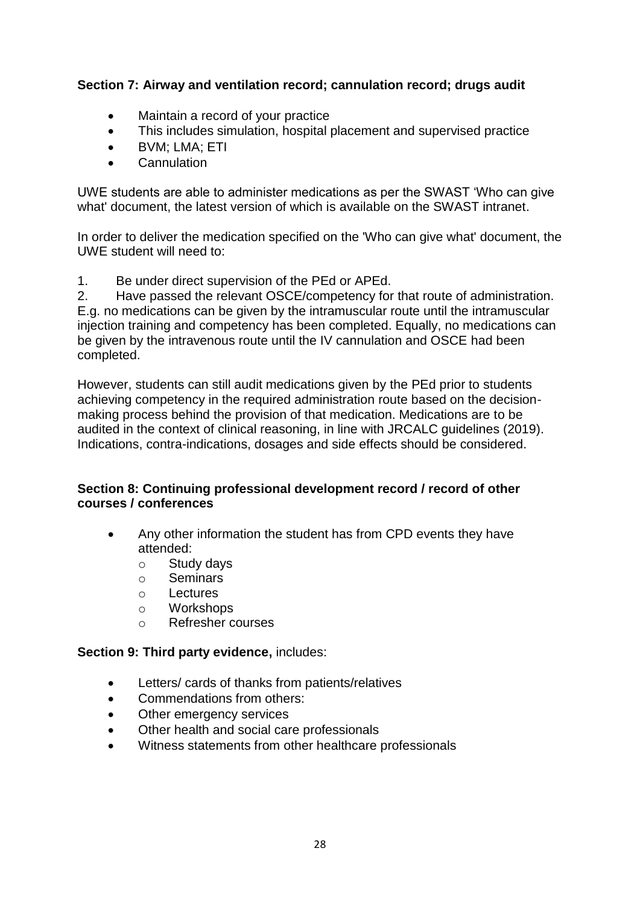**Section 7: Airway and ventilation record; cannulation record; drugs audit**

- Maintain a record of your practice
- This includes simulation, hospital placement and supervised practice
- BVM; LMA; ETI
- Cannulation

UWE students are able to administer medications as per the SWAST 'Who can give what' document, the latest version of which is available on the SWAST intranet.

In order to deliver the medication specified on the 'Who can give what' document, the UWE student will need to:

1. Be under direct supervision of the PEd or APEd.
2. Have passed the relevant OSCE/competency for that route of administration. E.g. no medications can be given by the intramuscular route until the intramuscular injection training and competency has been completed. Equally, no medications can be given by the intravenous route until the IV cannulation and OSCE had been completed.

However, students can still audit medications given by the PEd prior to students achieving competency in the required administration route based on the decision-making process behind the provision of that medication. Medications are to be audited in the context of clinical reasoning, in line with JRCALC guidelines (2019). Indications, contra-indications, dosages and side effects should be considered.

**Section 8: Continuing professional development record / record of other courses / conferences**

- Any other information the student has from CPD events they have attended:
  - Study days
  - Seminars
  - Lectures
  - Workshops
  - Refresher courses

**Section 9: Third party evidence,** includes:

- Letters/ cards of thanks from patients/relatives
- Commendations from others:
- Other emergency services
- Other health and social care professionals
- Witness statements from other healthcare professionals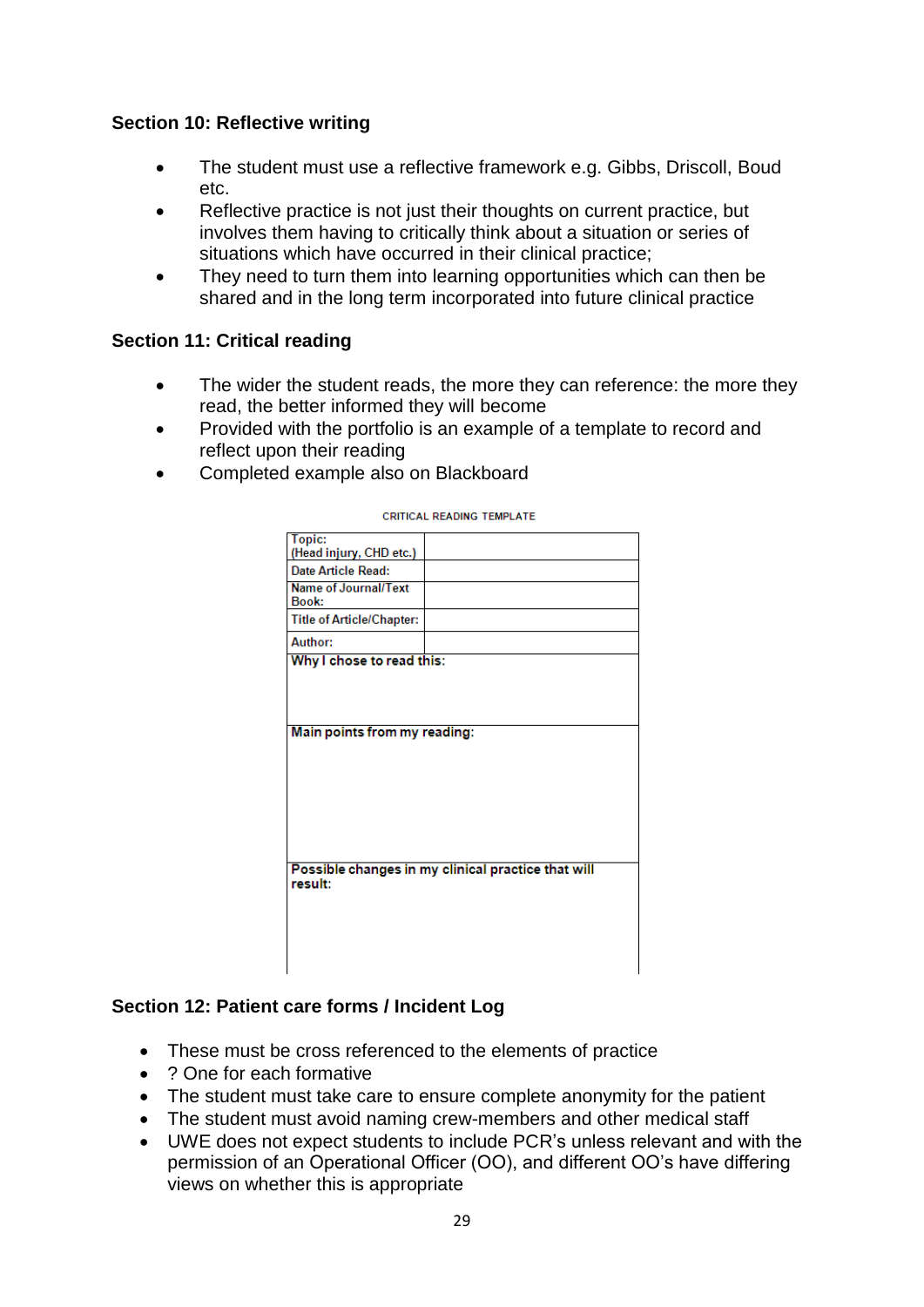**Section 10: Reflective writing**

- The student must use a reflective framework e.g. Gibbs, Driscoll, Boud etc.
- Reflective practice is not just their thoughts on current practice, but involves them having to critically think about a situation or series of situations which have occurred in their clinical practice;
- They need to turn them into learning opportunities which can then be shared and in the long term incorporated into future clinical practice

**Section 11: Critical reading**

- The wider the student reads, the more they can reference: the more they read, the better informed they will become
- Provided with the portfolio is an example of a template to record and reflect upon their reading
- Completed example also on Blackboard

CRITICAL READING TEMPLATE

| Topic: (Head injury, CHD etc.) | |
|---|---|
| Date Article Read: | |
| Name of Journal/Text Book: | |
| Title of Article/Chapter: | |
| Author: | |
| Why I chose to read this: | |
| Main points from my reading: | |
| Possible changes in my clinical practice that will result: | |

**Section 12: Patient care forms / Incident Log**

- These must be cross referenced to the elements of practice
- ? One for each formative
- The student must take care to ensure complete anonymity for the patient
- The student must avoid naming crew-members and other medical staff
- UWE does not expect students to include PCR's unless relevant and with the permission of an Operational Officer (OO), and different OO's have differing views on whether this is appropriate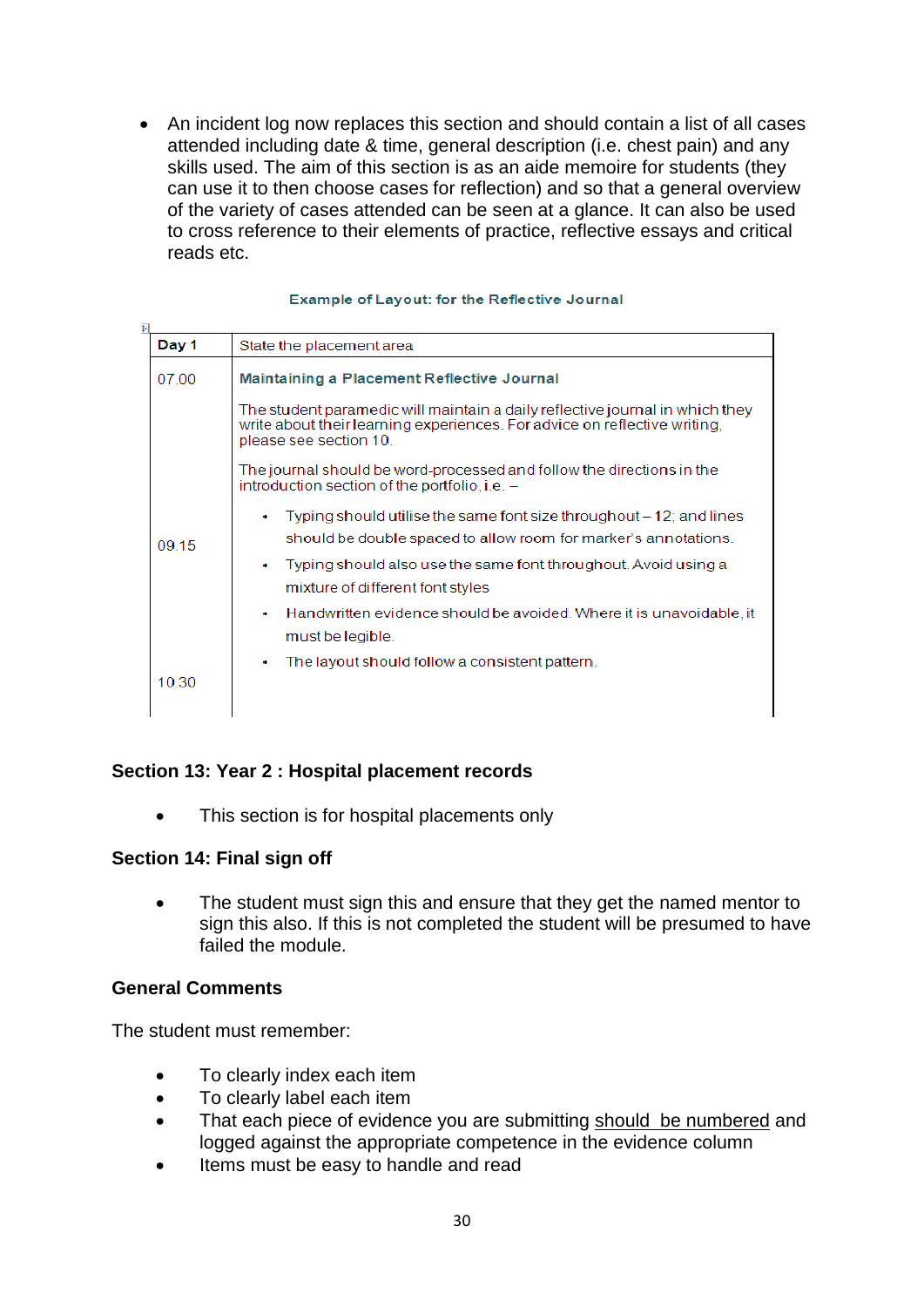- An incident log now replaces this section and should contain a list of all cases attended including date & time, general description (i.e. chest pain) and any skills used. The aim of this section is as an aide memoire for students (they can use it to then choose cases for reflection) and so that a general overview of the variety of cases attended can be seen at a glance. It can also be used to cross reference to their elements of practice, reflective essays and critical reads etc.

**Example of Layout: for the Reflective Journal**

| **Day 1** | State the placement area |
|---|---|
| 07.00<br><br><br><br><br>09.15<br><br><br><br><br>10.30 | **Maintaining a Placement Reflective Journal**<br><br>The student paramedic will maintain a daily reflective journal in which they write about their learning experiences. For advice on reflective writing, please see section 10.<br><br>The journal should be word-processed and follow the directions in the introduction section of the portfolio, i.e. –<br><br>• Typing should utilise the same font size throughout – 12; and lines should be double spaced to allow room for marker's annotations.<br>• Typing should also use the same font throughout. Avoid using a mixture of different font styles<br>• Handwritten evidence should be avoided. Where it is unavoidable, it must be legible.<br>• The layout should follow a consistent pattern. |

### Section 13: Year 2 : Hospital placement records

- This section is for hospital placements only

### Section 14: Final sign off

- The student must sign this and ensure that they get the named mentor to sign this also. If this is not completed the student will be presumed to have failed the module.

### General Comments

The student must remember:

- To clearly index each item
- To clearly label each item
- That each piece of evidence you are submitting <u>should be numbered</u> and logged against the appropriate competence in the evidence column
- Items must be easy to handle and read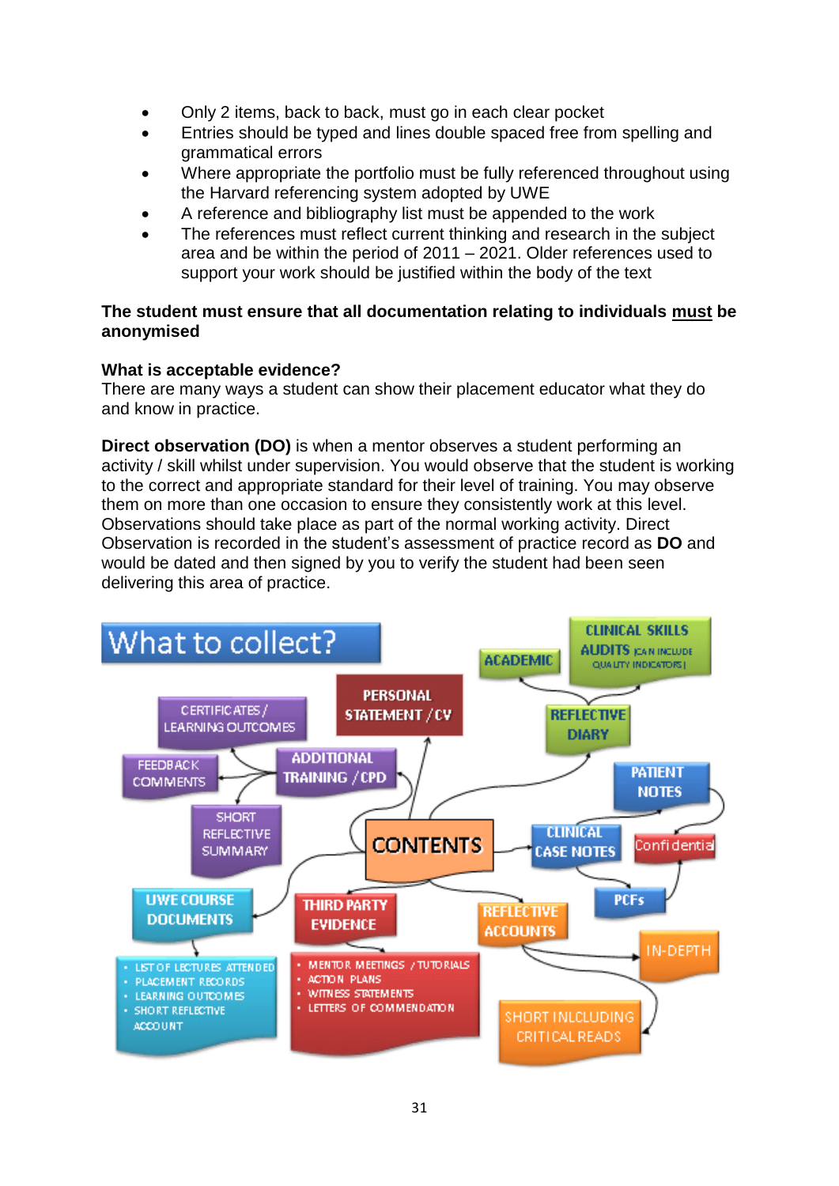- Only 2 items, back to back, must go in each clear pocket
- Entries should be typed and lines double spaced free from spelling and grammatical errors
- Where appropriate the portfolio must be fully referenced throughout using the Harvard referencing system adopted by UWE
- A reference and bibliography list must be appended to the work
- The references must reflect current thinking and research in the subject area and be within the period of 2011 – 2021. Older references used to support your work should be justified within the body of the text

**The student must ensure that all documentation relating to individuals <u>must</u> be anonymised**

**What is acceptable evidence?**
There are many ways a student can show their placement educator what they do and know in practice.

**Direct observation (DO)** is when a mentor observes a student performing an activity / skill whilst under supervision. You would observe that the student is working to the correct and appropriate standard for their level of training. You may observe them on more than one occasion to ensure they consistently work at this level. Observations should take place as part of the normal working activity. Direct Observation is recorded in the student's assessment of practice record as **DO** and would be dated and then signed by you to verify the student had been seen delivering this area of practice.

## What to collect?

- CONTENTS
  - PERSONAL STATEMENT / CV
  - ADDITIONAL TRAINING / CPD
    - CERTIFICATES / LEARNING OUTCOMES
    - FEEDBACK COMMENTS
    - SHORT REFLECTIVE SUMMARY
  - UWE COURSE DOCUMENTS
    - LIST OF LECTURES ATTENDED
    - PLACEMENT RECORDS
    - LEARNING OUTCOMES
    - SHORT REFLECTIVE ACCOUNT
  - THIRD PARTY EVIDENCE
    - MENTOR MEETINGS / TUTORIALS
    - ACTION PLANS
    - WITNESS STATEMENTS
    - LETTERS OF COMMENDATION
  - REFLECTIVE DIARY
    - ACADEMIC
    - CLINICAL SKILLS AUDITS (CAN INCLUDE QUALITY INDICATORS)
  - CLINICAL CASE NOTES
    - PATIENT NOTES
    - PCFs
    - Confidential
  - REFLECTIVE ACCOUNTS
    - IN-DEPTH
    - SHORT INCLUDING CRITICAL READS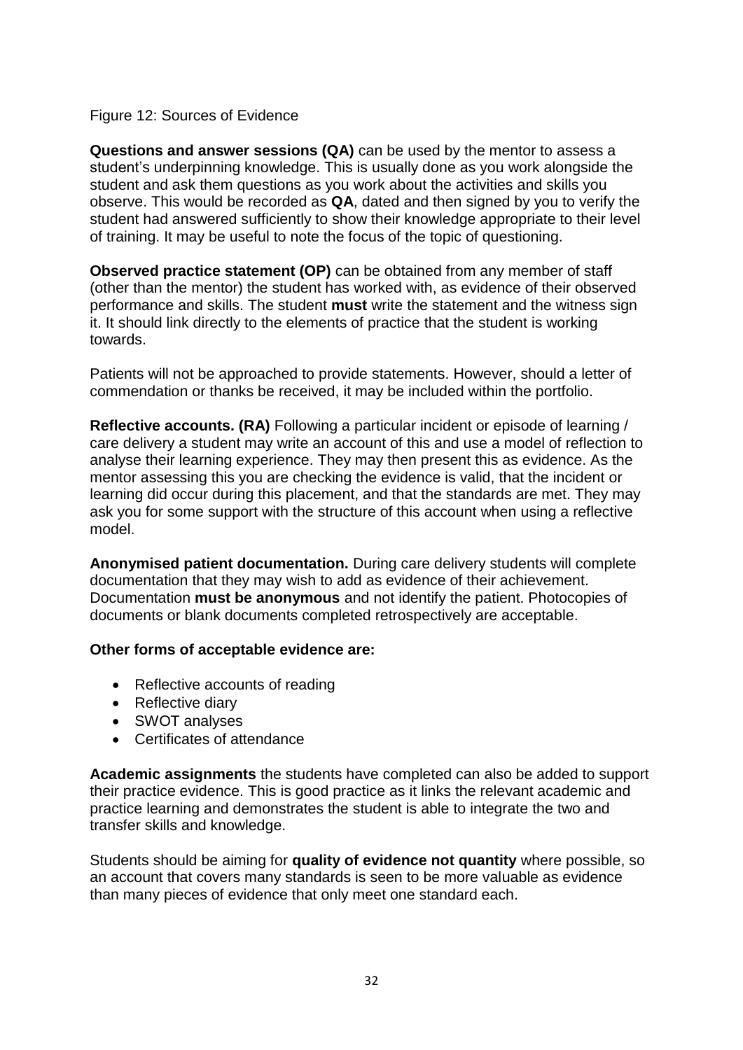Figure 12: Sources of Evidence

**Questions and answer sessions (QA)** can be used by the mentor to assess a student's underpinning knowledge. This is usually done as you work alongside the student and ask them questions as you work about the activities and skills you observe. This would be recorded as **QA**, dated and then signed by you to verify the student had answered sufficiently to show their knowledge appropriate to their level of training. It may be useful to note the focus of the topic of questioning.

**Observed practice statement (OP)** can be obtained from any member of staff (other than the mentor) the student has worked with, as evidence of their observed performance and skills. The student **must** write the statement and the witness sign it. It should link directly to the elements of practice that the student is working towards.

Patients will not be approached to provide statements. However, should a letter of commendation or thanks be received, it may be included within the portfolio.

**Reflective accounts. (RA)** Following a particular incident or episode of learning / care delivery a student may write an account of this and use a model of reflection to analyse their learning experience. They may then present this as evidence. As the mentor assessing this you are checking the evidence is valid, that the incident or learning did occur during this placement, and that the standards are met. They may ask you for some support with the structure of this account when using a reflective model.

**Anonymised patient documentation.** During care delivery students will complete documentation that they may wish to add as evidence of their achievement. Documentation **must be anonymous** and not identify the patient. Photocopies of documents or blank documents completed retrospectively are acceptable.

**Other forms of acceptable evidence are:**

- Reflective accounts of reading
- Reflective diary
- SWOT analyses
- Certificates of attendance

**Academic assignments** the students have completed can also be added to support their practice evidence. This is good practice as it links the relevant academic and practice learning and demonstrates the student is able to integrate the two and transfer skills and knowledge.

Students should be aiming for **quality of evidence not quantity** where possible, so an account that covers many standards is seen to be more valuable as evidence than many pieces of evidence that only meet one standard each.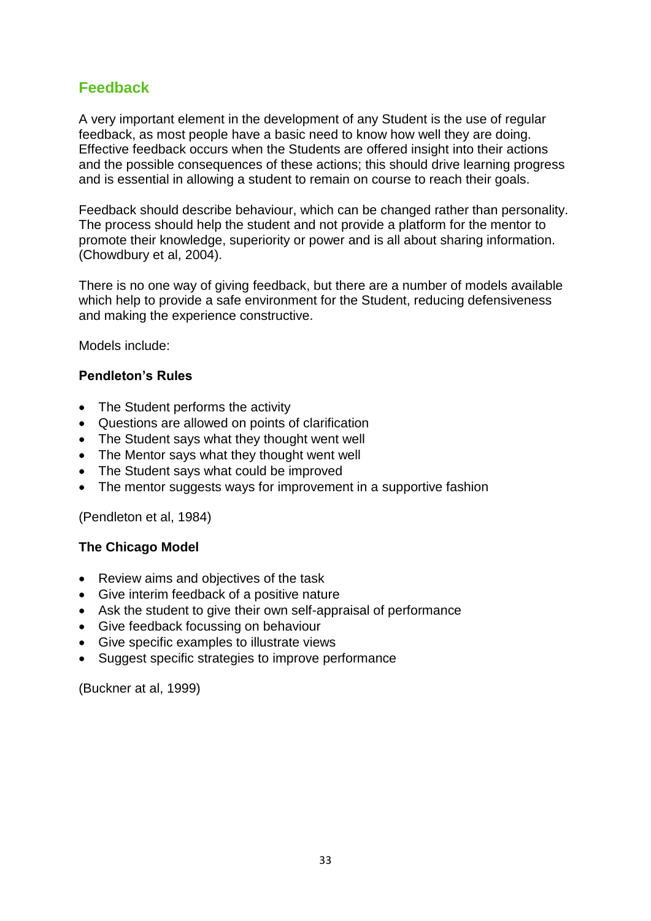## Feedback

A very important element in the development of any Student is the use of regular feedback, as most people have a basic need to know how well they are doing. Effective feedback occurs when the Students are offered insight into their actions and the possible consequences of these actions; this should drive learning progress and is essential in allowing a student to remain on course to reach their goals.

Feedback should describe behaviour, which can be changed rather than personality. The process should help the student and not provide a platform for the mentor to promote their knowledge, superiority or power and is all about sharing information. (Chowdbury et al, 2004).

There is no one way of giving feedback, but there are a number of models available which help to provide a safe environment for the Student, reducing defensiveness and making the experience constructive.

Models include:

**Pendleton's Rules**

- The Student performs the activity
- Questions are allowed on points of clarification
- The Student says what they thought went well
- The Mentor says what they thought went well
- The Student says what could be improved
- The mentor suggests ways for improvement in a supportive fashion

(Pendleton et al, 1984)

**The Chicago Model**

- Review aims and objectives of the task
- Give interim feedback of a positive nature
- Ask the student to give their own self-appraisal of performance
- Give feedback focussing on behaviour
- Give specific examples to illustrate views
- Suggest specific strategies to improve performance

(Buckner at al, 1999)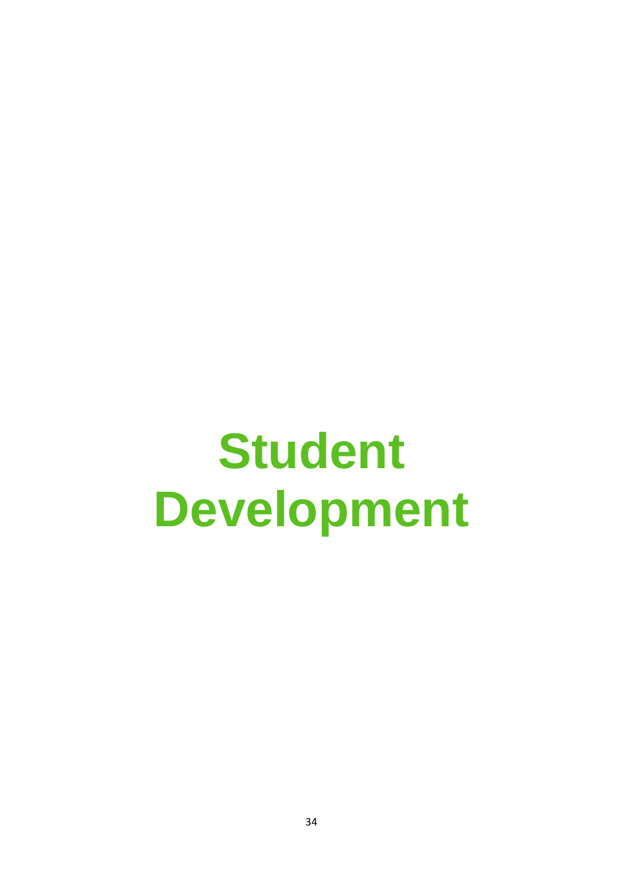# Student Development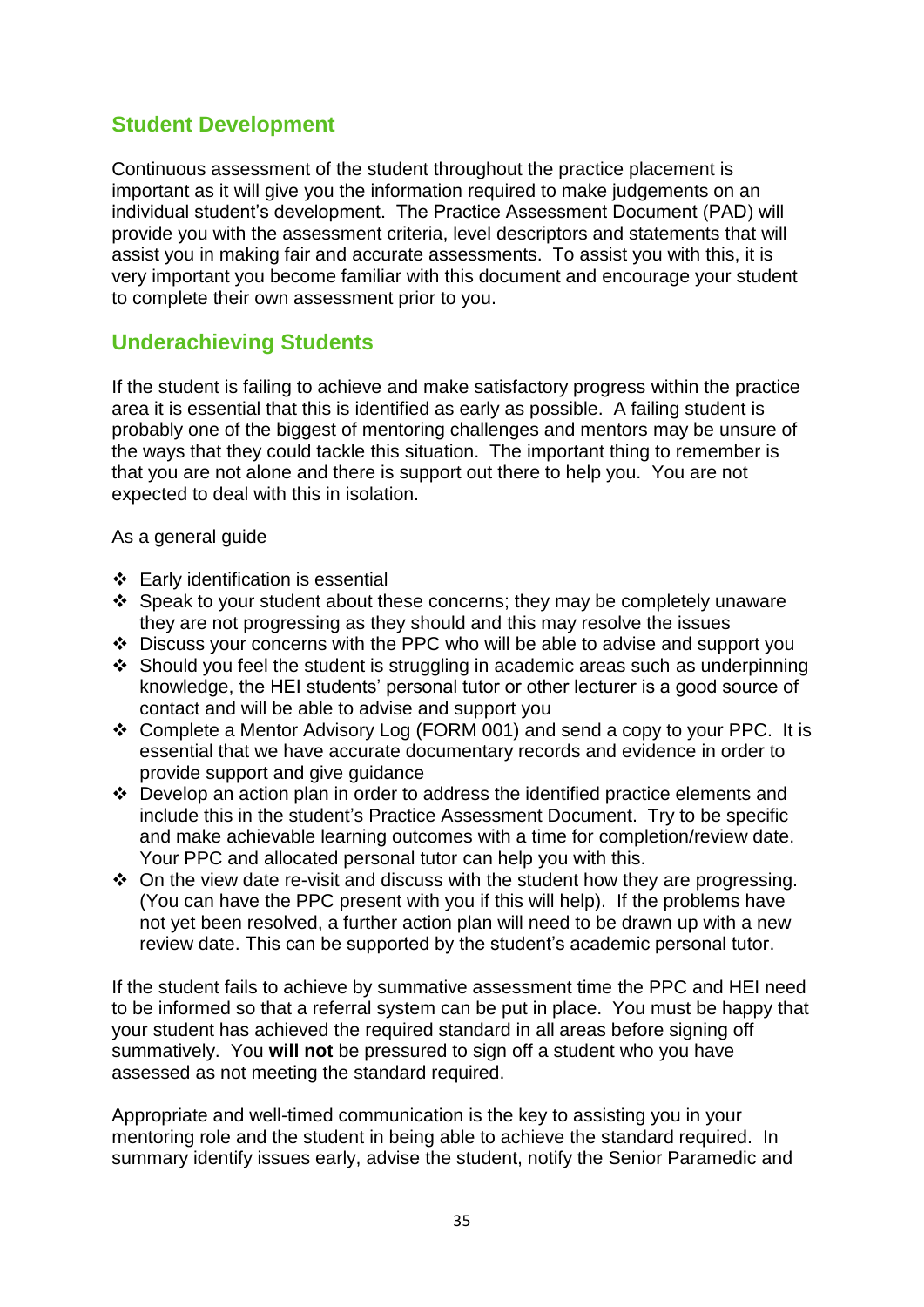## Student Development

Continuous assessment of the student throughout the practice placement is important as it will give you the information required to make judgements on an individual student's development. The Practice Assessment Document (PAD) will provide you with the assessment criteria, level descriptors and statements that will assist you in making fair and accurate assessments. To assist you with this, it is very important you become familiar with this document and encourage your student to complete their own assessment prior to you.

## Underachieving Students

If the student is failing to achieve and make satisfactory progress within the practice area it is essential that this is identified as early as possible. A failing student is probably one of the biggest of mentoring challenges and mentors may be unsure of the ways that they could tackle this situation. The important thing to remember is that you are not alone and there is support out there to help you. You are not expected to deal with this in isolation.

As a general guide

- Early identification is essential
- Speak to your student about these concerns; they may be completely unaware they are not progressing as they should and this may resolve the issues
- Discuss your concerns with the PPC who will be able to advise and support you
- Should you feel the student is struggling in academic areas such as underpinning knowledge, the HEI students' personal tutor or other lecturer is a good source of contact and will be able to advise and support you
- Complete a Mentor Advisory Log (FORM 001) and send a copy to your PPC. It is essential that we have accurate documentary records and evidence in order to provide support and give guidance
- Develop an action plan in order to address the identified practice elements and include this in the student's Practice Assessment Document. Try to be specific and make achievable learning outcomes with a time for completion/review date. Your PPC and allocated personal tutor can help you with this.
- On the view date re-visit and discuss with the student how they are progressing. (You can have the PPC present with you if this will help). If the problems have not yet been resolved, a further action plan will need to be drawn up with a new review date. This can be supported by the student's academic personal tutor.

If the student fails to achieve by summative assessment time the PPC and HEI need to be informed so that a referral system can be put in place. You must be happy that your student has achieved the required standard in all areas before signing off summatively. You **will not** be pressured to sign off a student who you have assessed as not meeting the standard required.

Appropriate and well-timed communication is the key to assisting you in your mentoring role and the student in being able to achieve the standard required. In summary identify issues early, advise the student, notify the Senior Paramedic and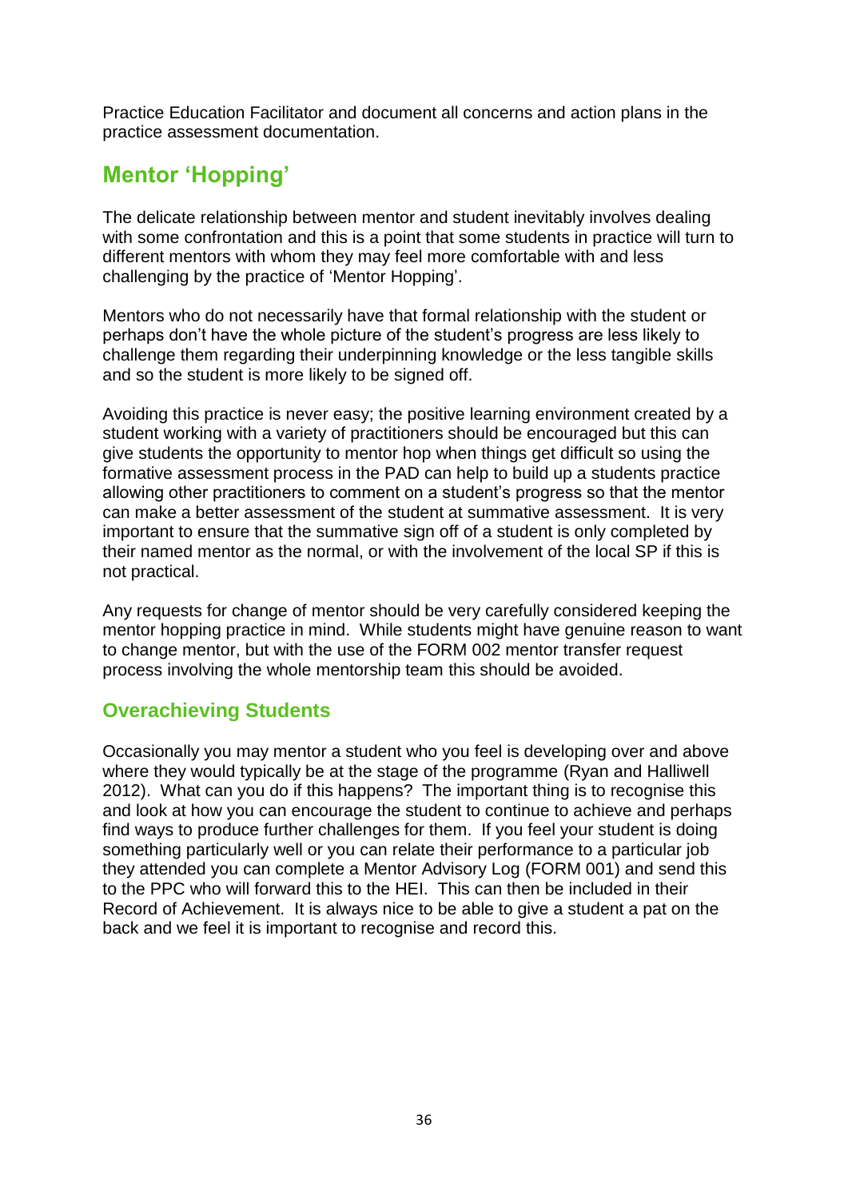Practice Education Facilitator and document all concerns and action plans in the practice assessment documentation.

## Mentor 'Hopping'

The delicate relationship between mentor and student inevitably involves dealing with some confrontation and this is a point that some students in practice will turn to different mentors with whom they may feel more comfortable with and less challenging by the practice of 'Mentor Hopping'.

Mentors who do not necessarily have that formal relationship with the student or perhaps don't have the whole picture of the student's progress are less likely to challenge them regarding their underpinning knowledge or the less tangible skills and so the student is more likely to be signed off.

Avoiding this practice is never easy; the positive learning environment created by a student working with a variety of practitioners should be encouraged but this can give students the opportunity to mentor hop when things get difficult so using the formative assessment process in the PAD can help to build up a students practice allowing other practitioners to comment on a student's progress so that the mentor can make a better assessment of the student at summative assessment. It is very important to ensure that the summative sign off of a student is only completed by their named mentor as the normal, or with the involvement of the local SP if this is not practical.

Any requests for change of mentor should be very carefully considered keeping the mentor hopping practice in mind. While students might have genuine reason to want to change mentor, but with the use of the FORM 002 mentor transfer request process involving the whole mentorship team this should be avoided.

### Overachieving Students

Occasionally you may mentor a student who you feel is developing over and above where they would typically be at the stage of the programme (Ryan and Halliwell 2012). What can you do if this happens? The important thing is to recognise this and look at how you can encourage the student to continue to achieve and perhaps find ways to produce further challenges for them. If you feel your student is doing something particularly well or you can relate their performance to a particular job they attended you can complete a Mentor Advisory Log (FORM 001) and send this to the PPC who will forward this to the HEI. This can then be included in their Record of Achievement. It is always nice to be able to give a student a pat on the back and we feel it is important to recognise and record this.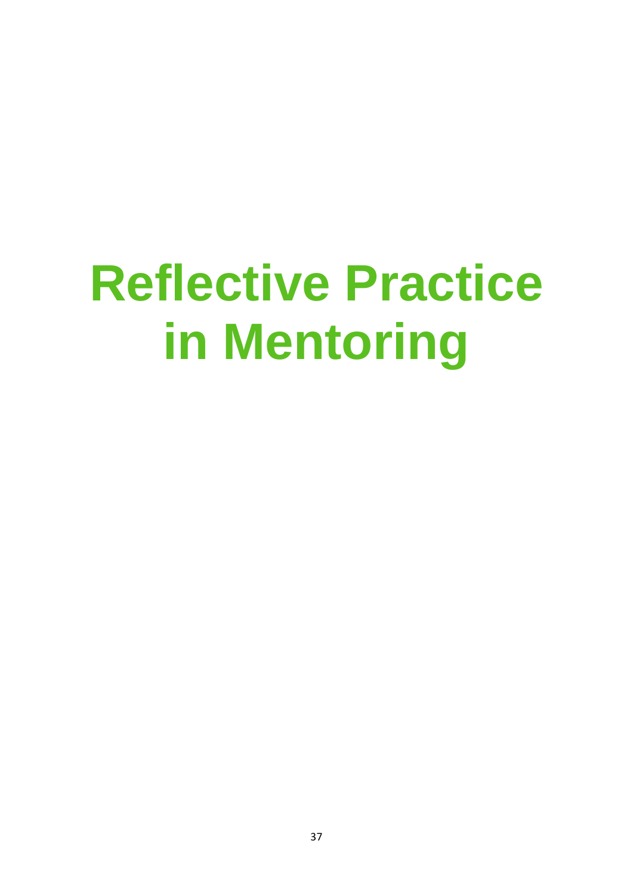# Reflective Practice in Mentoring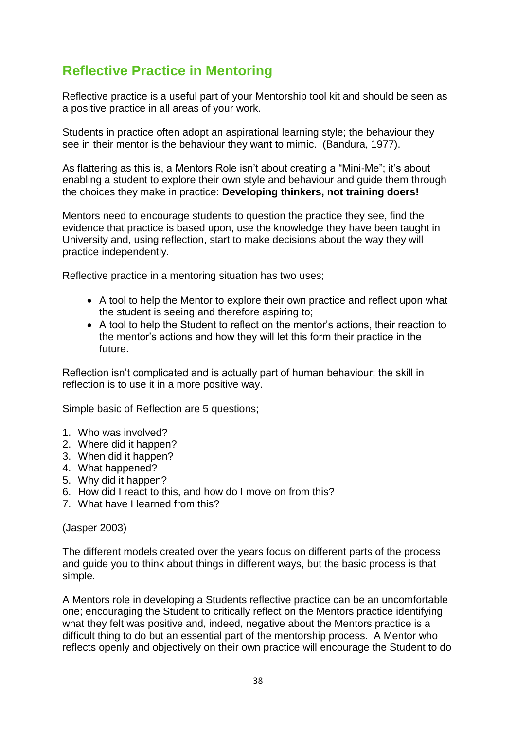## Reflective Practice in Mentoring

Reflective practice is a useful part of your Mentorship tool kit and should be seen as a positive practice in all areas of your work.

Students in practice often adopt an aspirational learning style; the behaviour they see in their mentor is the behaviour they want to mimic. (Bandura, 1977).

As flattering as this is, a Mentors Role isn't about creating a "Mini-Me"; it's about enabling a student to explore their own style and behaviour and guide them through the choices they make in practice: **Developing thinkers, not training doers!**

Mentors need to encourage students to question the practice they see, find the evidence that practice is based upon, use the knowledge they have been taught in University and, using reflection, start to make decisions about the way they will practice independently.

Reflective practice in a mentoring situation has two uses;

- A tool to help the Mentor to explore their own practice and reflect upon what the student is seeing and therefore aspiring to;
- A tool to help the Student to reflect on the mentor's actions, their reaction to the mentor's actions and how they will let this form their practice in the future.

Reflection isn't complicated and is actually part of human behaviour; the skill in reflection is to use it in a more positive way.

Simple basic of Reflection are 5 questions;

1. Who was involved?
2. Where did it happen?
3. When did it happen?
4. What happened?
5. Why did it happen?
6. How did I react to this, and how do I move on from this?
7. What have I learned from this?

(Jasper 2003)

The different models created over the years focus on different parts of the process and guide you to think about things in different ways, but the basic process is that simple.

A Mentors role in developing a Students reflective practice can be an uncomfortable one; encouraging the Student to critically reflect on the Mentors practice identifying what they felt was positive and, indeed, negative about the Mentors practice is a difficult thing to do but an essential part of the mentorship process. A Mentor who reflects openly and objectively on their own practice will encourage the Student to do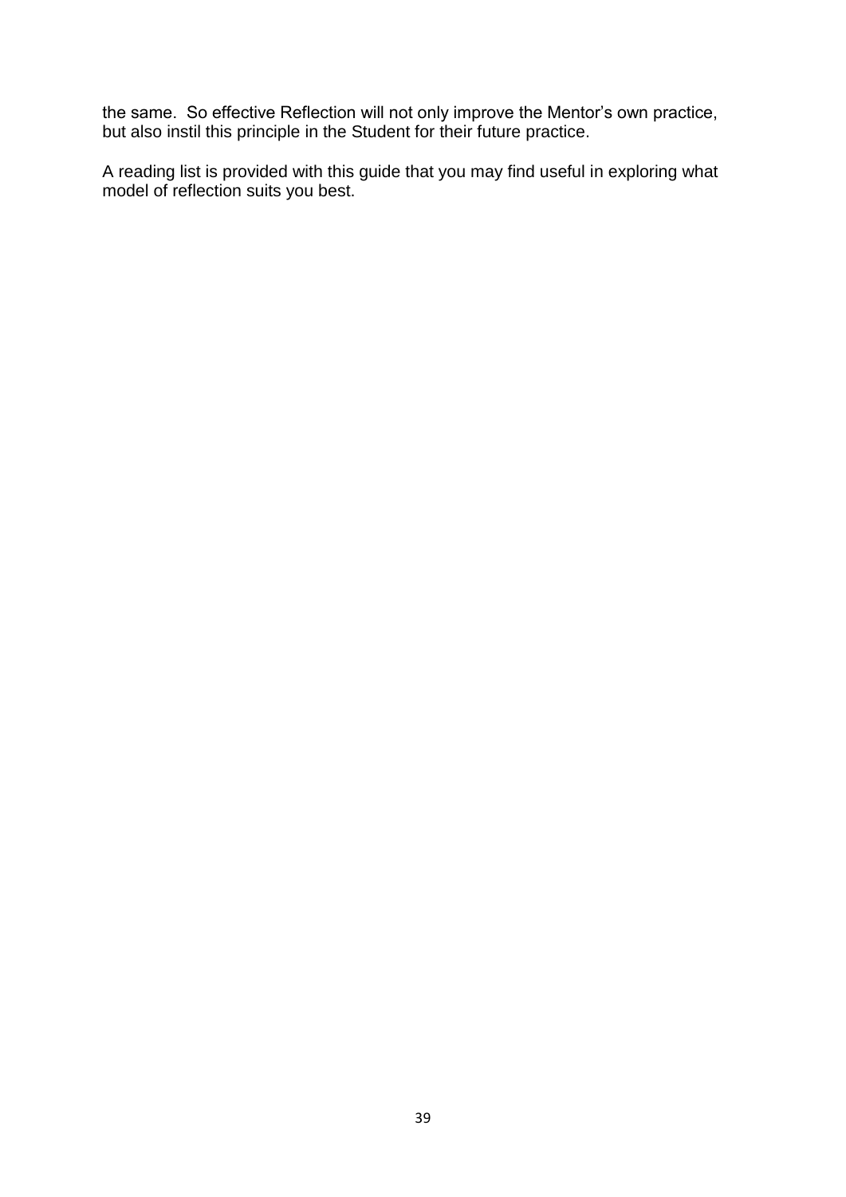the same.  So effective Reflection will not only improve the Mentor's own practice, but also instil this principle in the Student for their future practice.

A reading list is provided with this guide that you may find useful in exploring what model of reflection suits you best.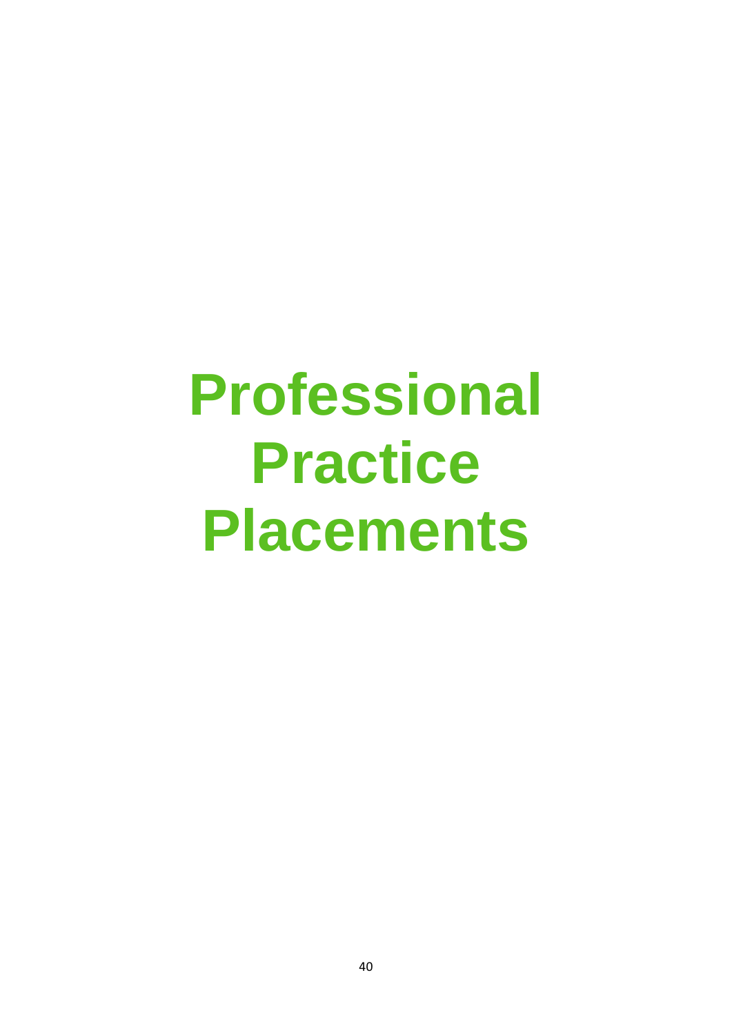# Professional Practice Placements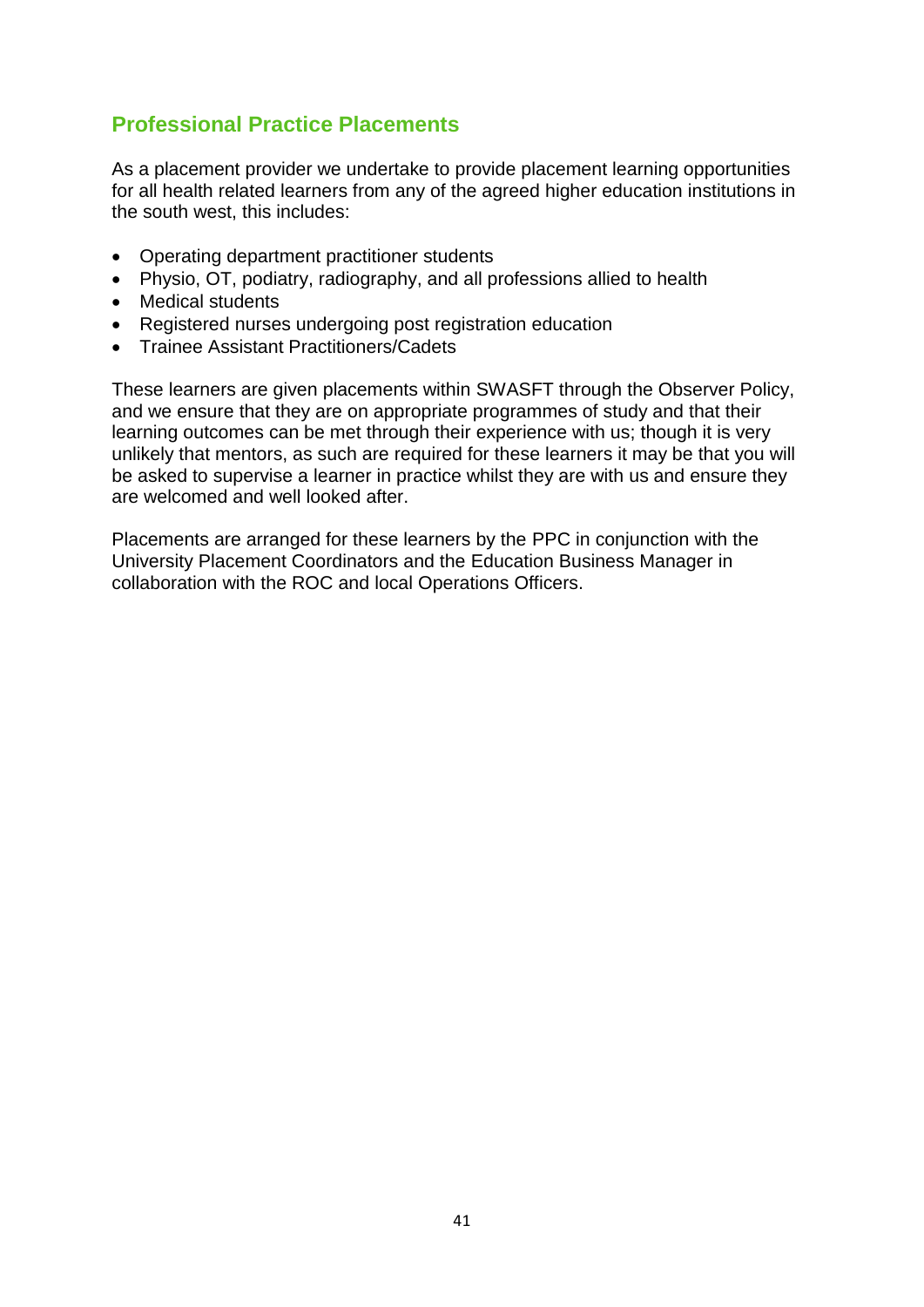## Professional Practice Placements

As a placement provider we undertake to provide placement learning opportunities for all health related learners from any of the agreed higher education institutions in the south west, this includes:

- Operating department practitioner students
- Physio, OT, podiatry, radiography, and all professions allied to health
- Medical students
- Registered nurses undergoing post registration education
- Trainee Assistant Practitioners/Cadets

These learners are given placements within SWASFT through the Observer Policy, and we ensure that they are on appropriate programmes of study and that their learning outcomes can be met through their experience with us; though it is very unlikely that mentors, as such are required for these learners it may be that you will be asked to supervise a learner in practice whilst they are with us and ensure they are welcomed and well looked after.

Placements are arranged for these learners by the PPC in conjunction with the University Placement Coordinators and the Education Business Manager in collaboration with the ROC and local Operations Officers.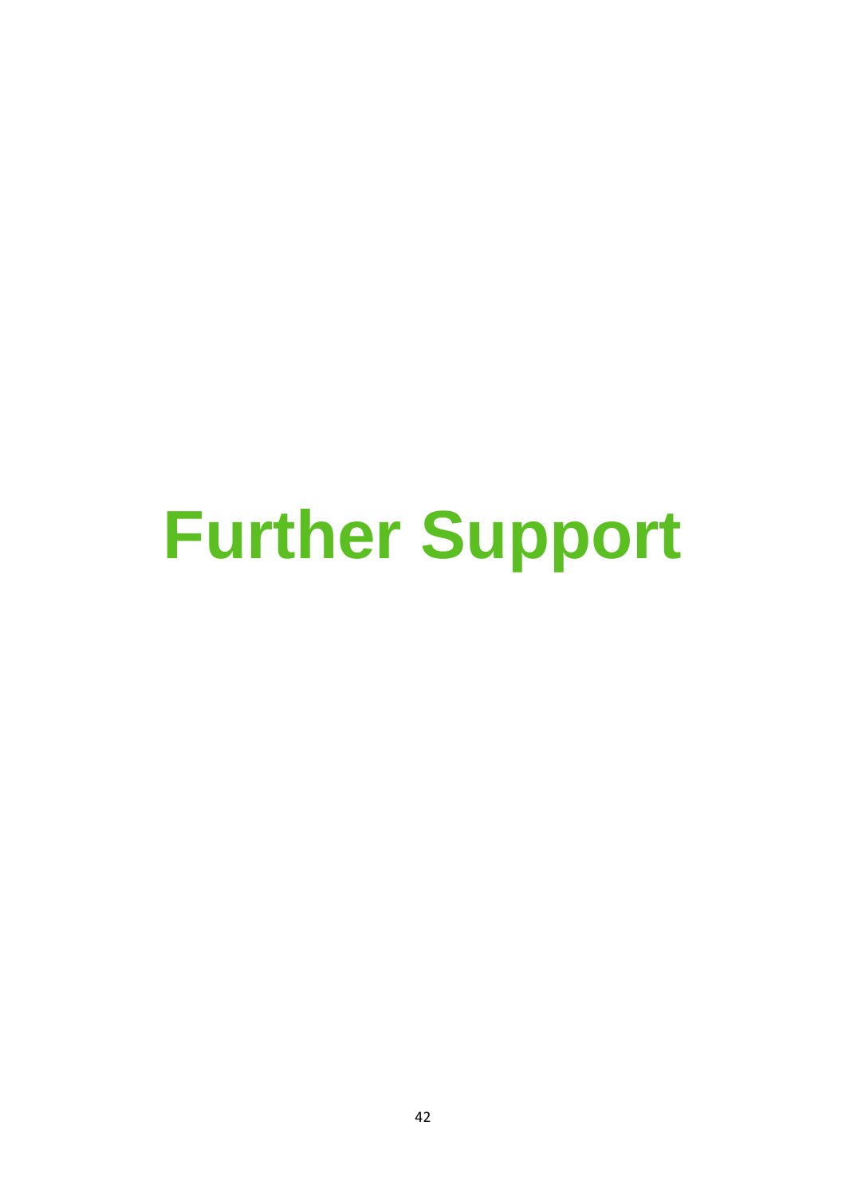# Further Support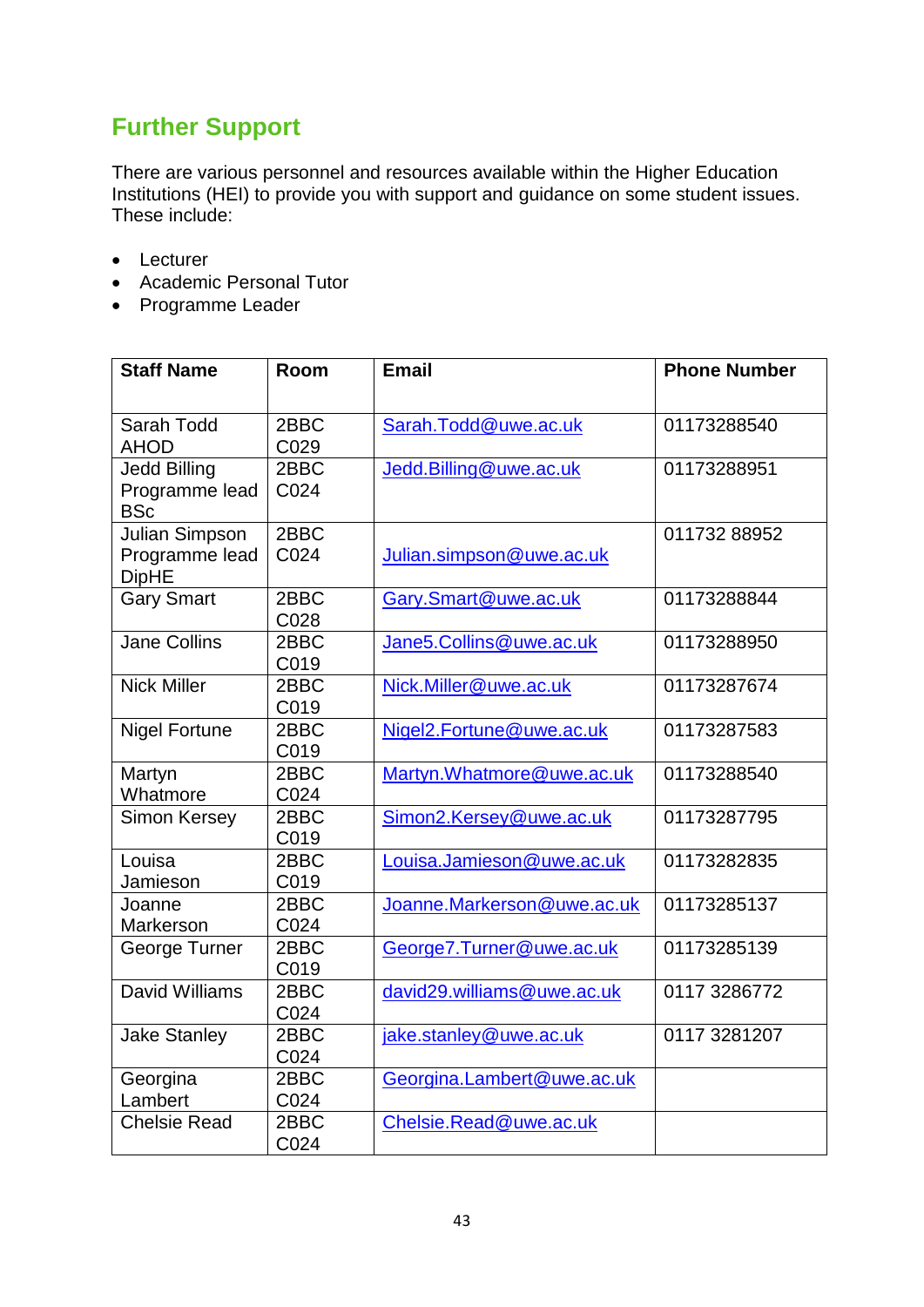## Further Support

There are various personnel and resources available within the Higher Education Institutions (HEI) to provide you with support and guidance on some student issues. These include:

- Lecturer
- Academic Personal Tutor
- Programme Leader

| Staff Name | Room | Email | Phone Number |
|---|---|---|---|
| Sarah Todd AHOD | 2BBC C029 | Sarah.Todd@uwe.ac.uk | 01173288540 |
| Jedd Billing Programme lead BSc | 2BBC C024 | Jedd.Billing@uwe.ac.uk | 01173288951 |
| Julian Simpson Programme lead DipHE | 2BBC C024 | Julian.simpson@uwe.ac.uk | 011732 88952 |
| Gary Smart | 2BBC C028 | Gary.Smart@uwe.ac.uk | 01173288844 |
| Jane Collins | 2BBC C019 | Jane5.Collins@uwe.ac.uk | 01173288950 |
| Nick Miller | 2BBC C019 | Nick.Miller@uwe.ac.uk | 01173287674 |
| Nigel Fortune | 2BBC C019 | Nigel2.Fortune@uwe.ac.uk | 01173287583 |
| Martyn Whatmore | 2BBC C024 | Martyn.Whatmore@uwe.ac.uk | 01173288540 |
| Simon Kersey | 2BBC C019 | Simon2.Kersey@uwe.ac.uk | 01173287795 |
| Louisa Jamieson | 2BBC C019 | Louisa.Jamieson@uwe.ac.uk | 01173282835 |
| Joanne Markerson | 2BBC C024 | Joanne.Markerson@uwe.ac.uk | 01173285137 |
| George Turner | 2BBC C019 | George7.Turner@uwe.ac.uk | 01173285139 |
| David Williams | 2BBC C024 | david29.williams@uwe.ac.uk | 0117 3286772 |
| Jake Stanley | 2BBC C024 | jake.stanley@uwe.ac.uk | 0117 3281207 |
| Georgina Lambert | 2BBC C024 | Georgina.Lambert@uwe.ac.uk | |
| Chelsie Read | 2BBC C024 | Chelsie.Read@uwe.ac.uk | |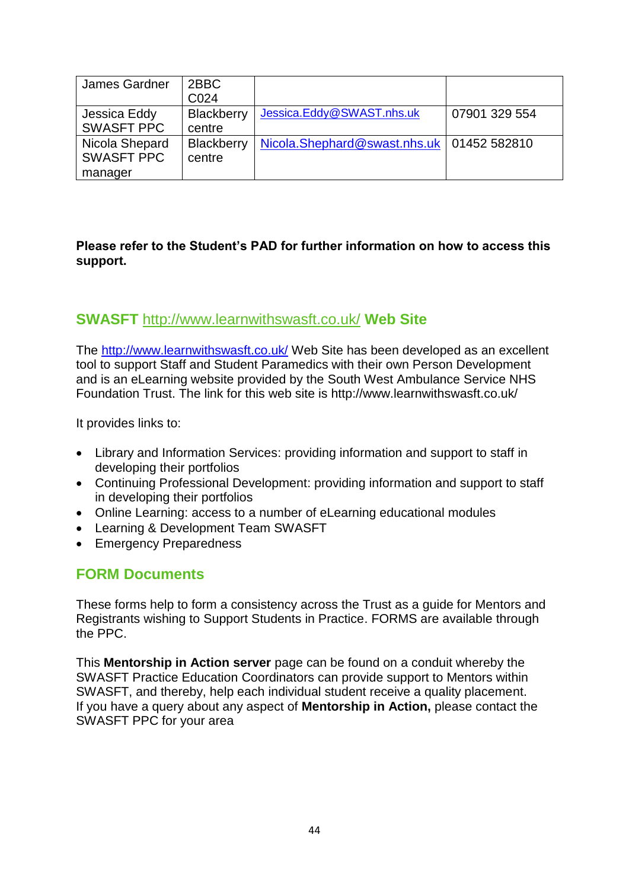| James Gardner | 2BBC C024 | | |
|---|---|---|---|
| Jessica Eddy SWASFT PPC | Blackberry centre | Jessica.Eddy@SWAST.nhs.uk | 07901 329 554 |
| Nicola Shepard SWASFT PPC manager | Blackberry centre | Nicola.Shephard@swast.nhs.uk | 01452 582810 |

**Please refer to the Student's PAD for further information on how to access this support.**

## SWASFT http://www.learnwithswasft.co.uk/ Web Site

The http://www.learnwithswasft.co.uk/ Web Site has been developed as an excellent tool to support Staff and Student Paramedics with their own Person Development and is an eLearning website provided by the South West Ambulance Service NHS Foundation Trust. The link for this web site is http://www.learnwithswasft.co.uk/

It provides links to:

- Library and Information Services: providing information and support to staff in developing their portfolios
- Continuing Professional Development: providing information and support to staff in developing their portfolios
- Online Learning: access to a number of eLearning educational modules
- Learning & Development Team SWASFT
- Emergency Preparedness

## FORM Documents

These forms help to form a consistency across the Trust as a guide for Mentors and Registrants wishing to Support Students in Practice. FORMS are available through the PPC.

This **Mentorship in Action server** page can be found on a conduit whereby the SWASFT Practice Education Coordinators can provide support to Mentors within SWASFT, and thereby, help each individual student receive a quality placement. If you have a query about any aspect of **Mentorship in Action,** please contact the SWASFT PPC for your area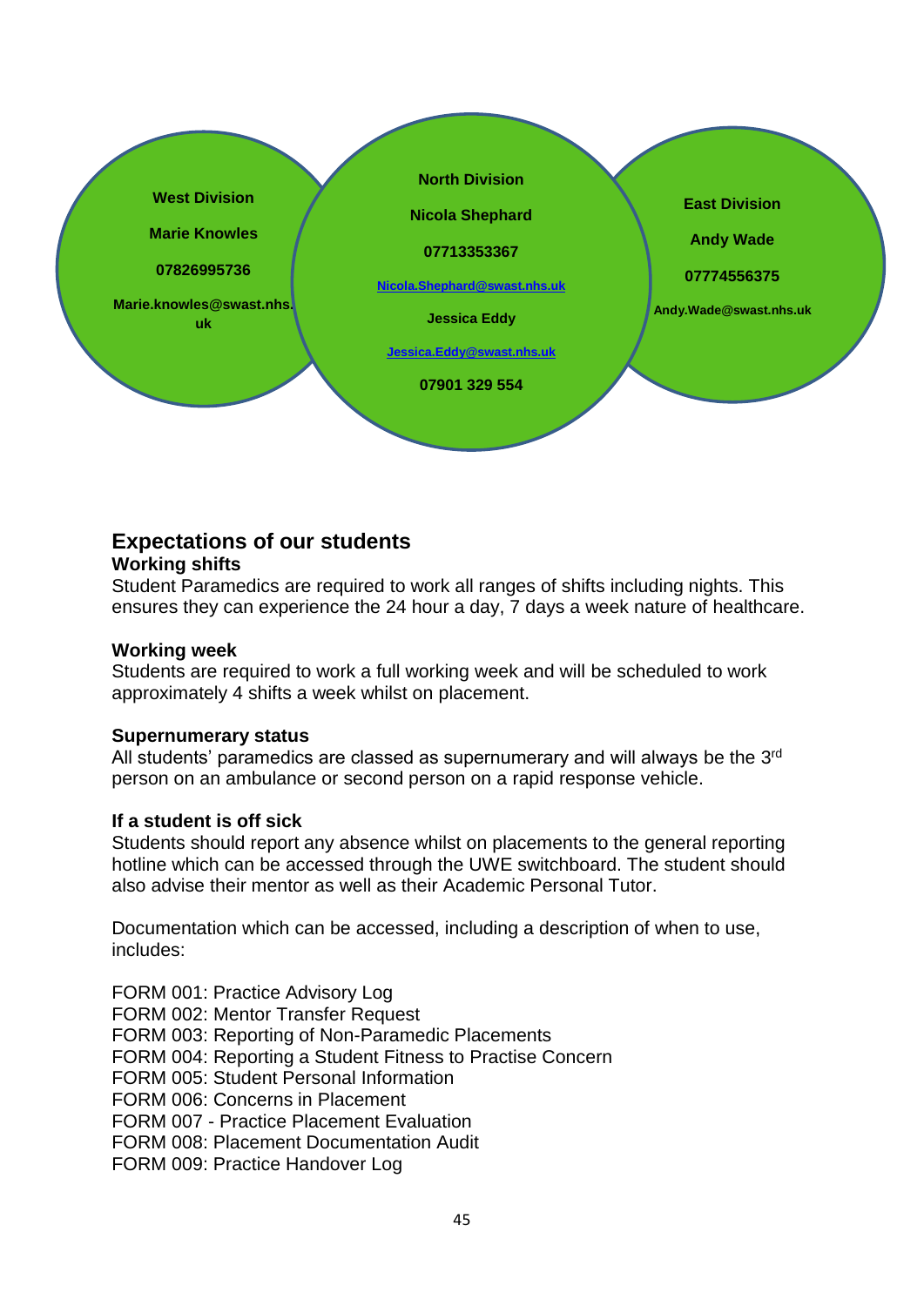**West Division**

**Marie Knowles**

**07826995736**

**Marie.knowles@swast.nhs.uk**

**North Division**

**Nicola Shephard**

**07713353367**

**Nicola.Shephard@swast.nhs.uk**

**Jessica Eddy**

**Jessica.Eddy@swast.nhs.uk**

**07901 329 554**

**East Division**

**Andy Wade**

**07774556375**

**Andy.Wade@swast.nhs.uk**

## Expectations of our students

### Working shifts

Student Paramedics are required to work all ranges of shifts including nights. This ensures they can experience the 24 hour a day, 7 days a week nature of healthcare.

### Working week

Students are required to work a full working week and will be scheduled to work approximately 4 shifts a week whilst on placement.

### Supernumerary status

All students' paramedics are classed as supernumerary and will always be the 3rd person on an ambulance or second person on a rapid response vehicle.

### If a student is off sick

Students should report any absence whilst on placements to the general reporting hotline which can be accessed through the UWE switchboard. The student should also advise their mentor as well as their Academic Personal Tutor.

Documentation which can be accessed, including a description of when to use, includes:

FORM 001: Practice Advisory Log
FORM 002: Mentor Transfer Request
FORM 003: Reporting of Non-Paramedic Placements
FORM 004: Reporting a Student Fitness to Practise Concern
FORM 005: Student Personal Information
FORM 006: Concerns in Placement
FORM 007 - Practice Placement Evaluation
FORM 008: Placement Documentation Audit
FORM 009: Practice Handover Log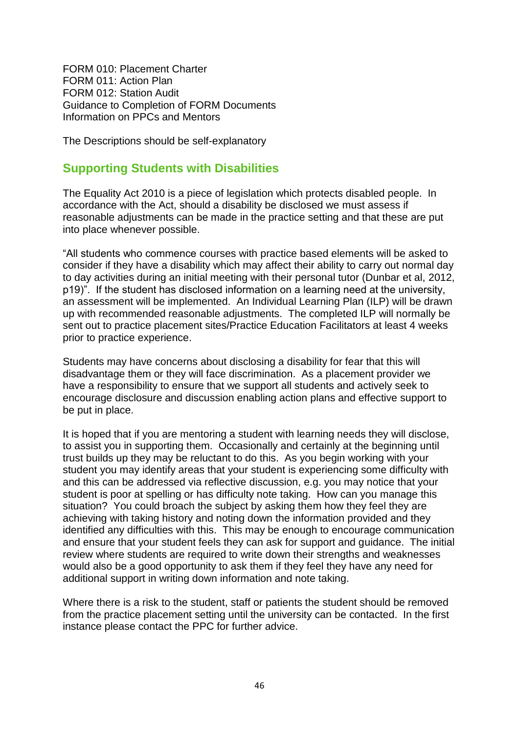FORM 010: Placement Charter
FORM 011: Action Plan
FORM 012: Station Audit
Guidance to Completion of FORM Documents
Information on PPCs and Mentors

The Descriptions should be self-explanatory

## Supporting Students with Disabilities

The Equality Act 2010 is a piece of legislation which protects disabled people. In accordance with the Act, should a disability be disclosed we must assess if reasonable adjustments can be made in the practice setting and that these are put into place whenever possible.

"All students who commence courses with practice based elements will be asked to consider if they have a disability which may affect their ability to carry out normal day to day activities during an initial meeting with their personal tutor (Dunbar et al, 2012, p19)". If the student has disclosed information on a learning need at the university, an assessment will be implemented. An Individual Learning Plan (ILP) will be drawn up with recommended reasonable adjustments. The completed ILP will normally be sent out to practice placement sites/Practice Education Facilitators at least 4 weeks prior to practice experience.

Students may have concerns about disclosing a disability for fear that this will disadvantage them or they will face discrimination. As a placement provider we have a responsibility to ensure that we support all students and actively seek to encourage disclosure and discussion enabling action plans and effective support to be put in place.

It is hoped that if you are mentoring a student with learning needs they will disclose, to assist you in supporting them. Occasionally and certainly at the beginning until trust builds up they may be reluctant to do this. As you begin working with your student you may identify areas that your student is experiencing some difficulty with and this can be addressed via reflective discussion, e.g. you may notice that your student is poor at spelling or has difficulty note taking. How can you manage this situation? You could broach the subject by asking them how they feel they are achieving with taking history and noting down the information provided and they identified any difficulties with this. This may be enough to encourage communication and ensure that your student feels they can ask for support and guidance. The initial review where students are required to write down their strengths and weaknesses would also be a good opportunity to ask them if they feel they have any need for additional support in writing down information and note taking.

Where there is a risk to the student, staff or patients the student should be removed from the practice placement setting until the university can be contacted. In the first instance please contact the PPC for further advice.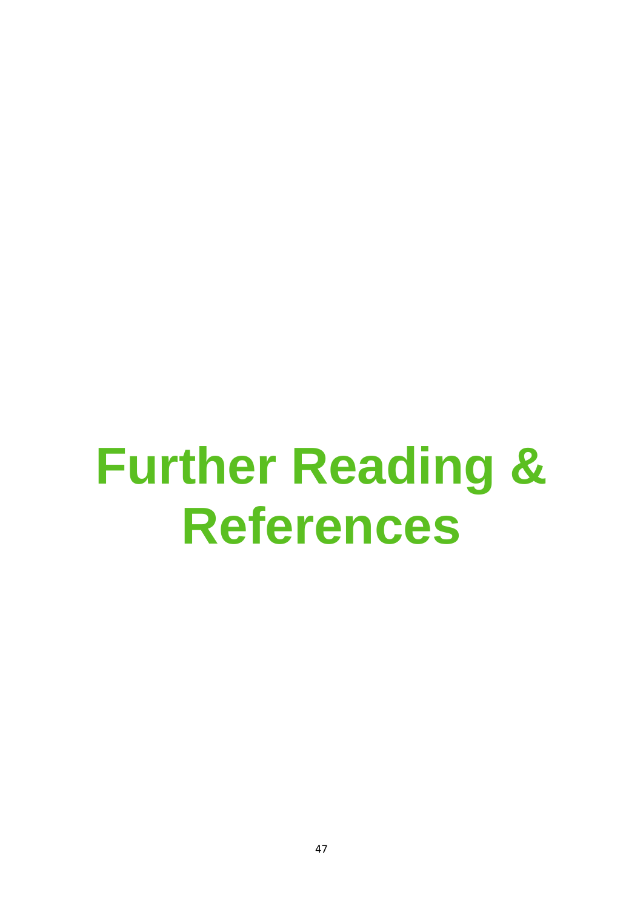# Further Reading & References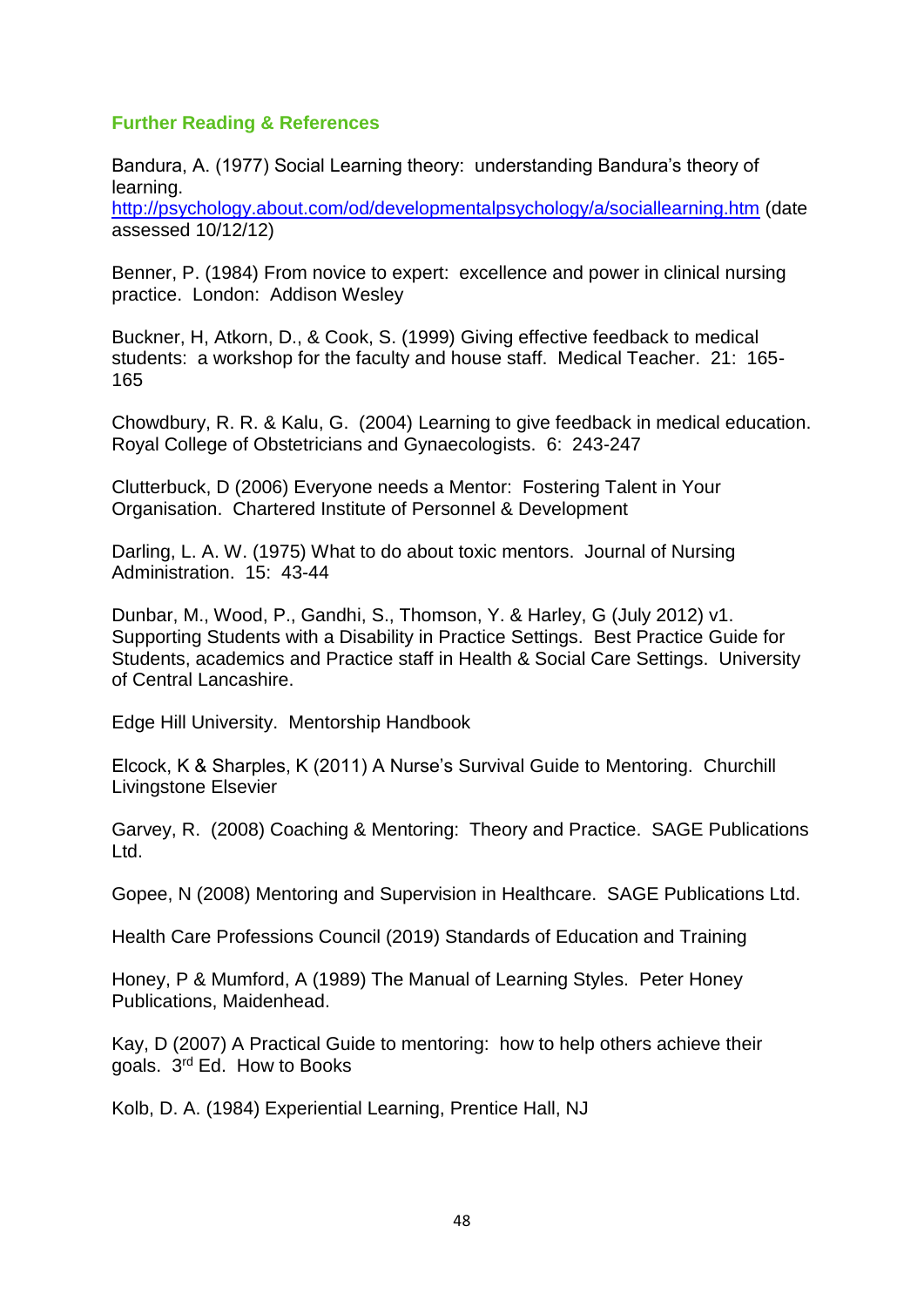## Further Reading & References

Bandura, A. (1977) Social Learning theory: understanding Bandura's theory of learning. http://psychology.about.com/od/developmentalpsychology/a/sociallearning.htm (date assessed 10/12/12)

Benner, P. (1984) From novice to expert: excellence and power in clinical nursing practice. London: Addison Wesley

Buckner, H, Atkorn, D., & Cook, S. (1999) Giving effective feedback to medical students: a workshop for the faculty and house staff. Medical Teacher. 21: 165-165

Chowdbury, R. R. & Kalu, G. (2004) Learning to give feedback in medical education. Royal College of Obstetricians and Gynaecologists. 6: 243-247

Clutterbuck, D (2006) Everyone needs a Mentor: Fostering Talent in Your Organisation. Chartered Institute of Personnel & Development

Darling, L. A. W. (1975) What to do about toxic mentors. Journal of Nursing Administration. 15: 43-44

Dunbar, M., Wood, P., Gandhi, S., Thomson, Y. & Harley, G (July 2012) v1. Supporting Students with a Disability in Practice Settings. Best Practice Guide for Students, academics and Practice staff in Health & Social Care Settings. University of Central Lancashire.

Edge Hill University. Mentorship Handbook

Elcock, K & Sharples, K (2011) A Nurse's Survival Guide to Mentoring. Churchill Livingstone Elsevier

Garvey, R. (2008) Coaching & Mentoring: Theory and Practice. SAGE Publications Ltd.

Gopee, N (2008) Mentoring and Supervision in Healthcare. SAGE Publications Ltd.

Health Care Professions Council (2019) Standards of Education and Training

Honey, P & Mumford, A (1989) The Manual of Learning Styles. Peter Honey Publications, Maidenhead.

Kay, D (2007) A Practical Guide to mentoring: how to help others achieve their goals. 3rd Ed. How to Books

Kolb, D. A. (1984) Experiential Learning, Prentice Hall, NJ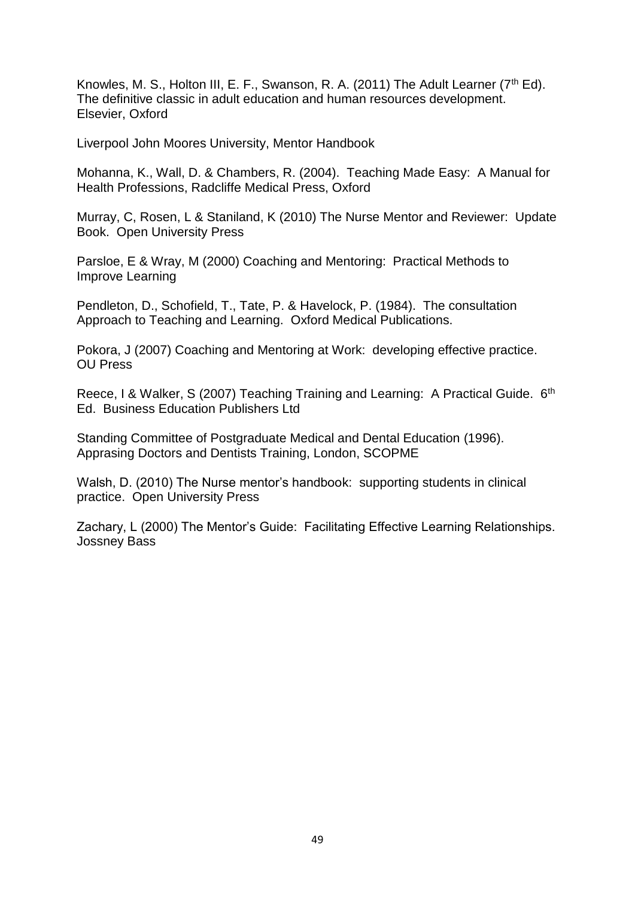Knowles, M. S., Holton III, E. F., Swanson, R. A. (2011) The Adult Learner (7th Ed). The definitive classic in adult education and human resources development. Elsevier, Oxford

Liverpool John Moores University, Mentor Handbook

Mohanna, K., Wall, D. & Chambers, R. (2004). Teaching Made Easy: A Manual for Health Professions, Radcliffe Medical Press, Oxford

Murray, C, Rosen, L & Staniland, K (2010) The Nurse Mentor and Reviewer: Update Book. Open University Press

Parsloe, E & Wray, M (2000) Coaching and Mentoring: Practical Methods to Improve Learning

Pendleton, D., Schofield, T., Tate, P. & Havelock, P. (1984). The consultation Approach to Teaching and Learning. Oxford Medical Publications.

Pokora, J (2007) Coaching and Mentoring at Work: developing effective practice. OU Press

Reece, I & Walker, S (2007) Teaching Training and Learning: A Practical Guide. 6th Ed. Business Education Publishers Ltd

Standing Committee of Postgraduate Medical and Dental Education (1996). Apprasing Doctors and Dentists Training, London, SCOPME

Walsh, D. (2010) The Nurse mentor's handbook: supporting students in clinical practice. Open University Press

Zachary, L (2000) The Mentor's Guide: Facilitating Effective Learning Relationships. Jossney Bass